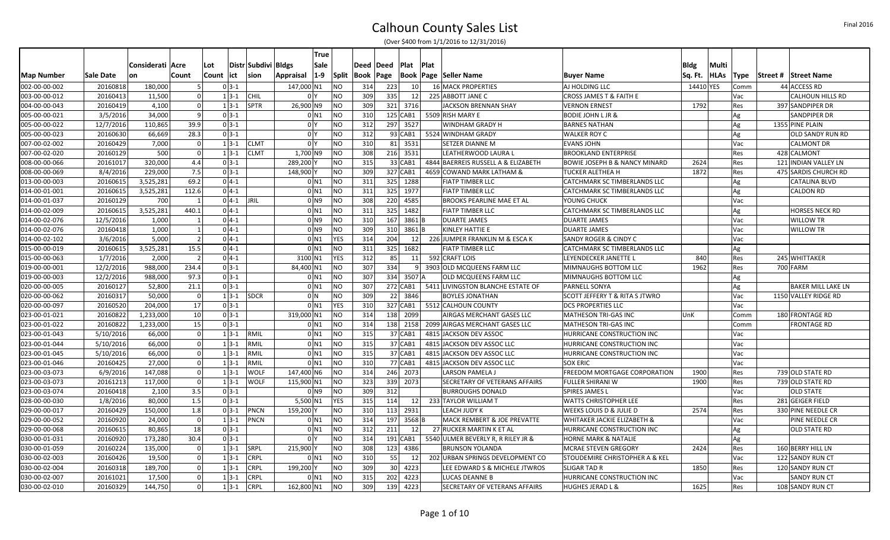# Calhoun County Sales List

(Over $400 from 1/1/2016 to 12/31/2016)

| Map Number | Sale Date | Consideration | Acre Count | Lot Count | District | Subdivision | Bldgs Appraisal | True Sale 1-9 | Split | Deed Book | Deed Page | Plat Book | Plat Page | Seller Name | Buyer Name | Bldg Sq. Ft. | Multi HLAs | Type | Street # | Street Name |
|---|---|---|---|---|---|---|---|---|---|---|---|---|---|---|---|---|---|---|---|---|
| 002-00-00-002 | 20160818 | 180,000 | 5 | 0 | 3-1 | | 147,000 | N1 | NO | 314 | 223 | 10 | | 16 MACK PROPERTIES | AJ HOLDING LLC | 14410 | YES | Comm | 44 | ACCESS RD |
| 003-00-00-012 | 20160413 | 11,500 | 0 | 1 | 3-1 | CHIL | 0 | Y | NO | 309 | 335 | 12 | 225 | ABBOTT JANE C | CROSS JAMES T & FAITH E | | | Vac | | CALHOUN HILLS RD |
| 004-00-00-043 | 20160419 | 4,100 | 0 | 1 | 3-1 | SPTR | 26,900 | N9 | NO | 309 | 321 | 3716 | | JACKSON BRENNAN SHAY | VERNON ERNEST | 1792 | | Res | 397 | SANDPIPER DR |
| 005-00-00-021 | 3/5/2016 | 34,000 | 9 | 0 | 3-1 | | 0 | N1 | NO | 310 | 125 | CAB1 | 5509 | RISH MARY E | BODIE JOHN L JR & | | | Ag | | SANDPIPER DR |
| 005-00-00-022 | 12/7/2016 | 110,865 | 39.9 | 0 | 3-1 | | 0 | Y | NO | 312 | 297 | 3527 | | WINDHAM GRADY H | BARNES NATHAN | | | Ag | 1355 | PINE PLAIN |
| 005-00-00-023 | 20160630 | 66,669 | 28.3 | 0 | 3-1 | | 0 | Y | NO | 312 | 93 | CAB1 | 5524 | WINDHAM GRADY | WALKER ROY C | | | Ag | | OLD SANDY RUN RD |
| 007-00-02-002 | 20160429 | 7,000 | 0 | 1 | 3-1 | CLMT | 0 | Y | NO | 310 | 81 | 3531 | | SETZER DIANNE M | EVANS JOHN | | | Vac | | CALMONT DR |
| 007-00-02-020 | 20160129 | 500 | 0 | 1 | 3-1 | CLMT | 1,700 | N9 | NO | 308 | 216 | 3531 | | LEATHERWOOD LAURA L | BROOKLAND ENTERPRISE | | | Res | 428 | CALMONT |
| 008-00-00-066 | 20161017 | 320,000 | 4.4 | 0 | 3-1 | | 289,200 | Y | NO | 315 | 33 | CAB1 | 4844 | BAERREIS RUSSELL A & ELIZABETH | BOWIE JOSEPH B & NANCY MINARD | 2624 | | Res | 121 | INDIAN VALLEY LN |
| 008-00-00-069 | 8/4/2016 | 229,000 | 7.5 | 0 | 3-1 | | 148,900 | Y | NO | 309 | 327 | CAB1 | 4659 | COWAND MARK LATHAM & | TUCKER ALETHEA H | 1872 | | Res | 475 | SARDIS CHURCH RD |
| 013-00-00-003 | 20160615 | 3,525,281 | 69.2 | 0 | 4-1 | | 0 | N1 | NO | 311 | 325 | 1288 | | FIATP TIMBER LLC | CATCHMARK SC TIMBERLANDS LLC | | | Ag | | CATALINA BLVD |
| 014-00-01-001 | 20160615 | 3,525,281 | 112.6 | 0 | 4-1 | | 0 | N1 | NO | 311 | 325 | 1977 | | FIATP TIMBER LLC | CATCHMARK SC TIMBERLANDS LLC | | | Ag | | CALDON RD |
| 014-00-01-037 | 20160129 | 700 | 1 | 0 | 4-1 | JRIL | 0 | N9 | NO | 308 | 220 | 4585 | | BROOKS PEARLINE MAE ET AL | YOUNG CHUCK | | | Vac | | |
| 014-00-02-009 | 20160615 | 3,525,281 | 440.1 | 0 | 4-1 | | 0 | N1 | NO | 311 | 325 | 1482 | | FIATP TIMBER LLC | CATCHMARK SC TIMBERLANDS LLC | | | Ag | | HORSES NECK RD |
| 014-00-02-076 | 12/5/2016 | 1,000 | 1 | 0 | 4-1 | | 0 | N9 | NO | 310 | 167 | 3861 | B | DUARTE JAMES | DUARTE JAMES | | | Vac | | WILLOW TR |
| 014-00-02-076 | 20160418 | 1,000 | 1 | 0 | 4-1 | | 0 | N9 | NO | 309 | 310 | 3861 | B | KINLEY HATTIE E | DUARTE JAMES | | | Vac | | WILLOW TR |
| 014-00-02-102 | 3/6/2016 | 5,000 | 2 | 0 | 4-1 | | 0 | N1 | YES | 314 | 204 | 12 | 226 | JUMPER FRANKLIN M & ESCA K | SANDY ROGER & CINDY C | | | Vac | | |
| 015-00-00-019 | 20160615 | 3,525,281 | 15.5 | 0 | 4-1 | | 0 | N1 | NO | 311 | 325 | 1682 | | FIATP TIMBER LLC | CATCHMARK SC TIMBERLANDS LLC | | | Ag | | |
| 015-00-00-063 | 1/7/2016 | 2,000 | 2 | 0 | 4-1 | | 3100 | N1 | YES | 312 | 85 | 11 | 592 | CRAFT LOIS | LEYENDECKER JANETTE L | 840 | | Res | 245 | WHITTAKER |
| 019-00-00-001 | 12/2/2016 | 988,000 | 234.4 | 0 | 3-1 | | 84,400 | N1 | NO | 307 | 334 | 9 | 3903 | OLD MCQUEENS FARM LLC | MIMNAUGHS BOTTOM LLC | 1962 | | Res | 700 | FARM |
| 019-00-00-003 | 12/2/2016 | 988,000 | 97.3 | 0 | 3-1 | | 0 | N1 | NO | 307 | 334 | 3507 | A | OLD MCQUEENS FARM LLC | MIMNAUGHS BOTTOM LLC | | | Ag | | |
| 020-00-00-005 | 20160127 | 52,800 | 21.1 | 0 | 3-1 | | 0 | N1 | NO | 307 | 272 | CAB1 | 5411 | LIVINGSTON BLANCHE ESTATE OF | PARNELL SONYA | | | Ag | | BAKER MILL LAKE LN |
| 020-00-00-062 | 20160317 | 50,000 | 0 | 1 | 3-1 | SDCR | 0 | N | NO | 309 | 22 | 3846 | | BOYLES JONATHAN | SCOTT JEFFERY T & RITA S JTWRO | | | Vac | 1150 | VALLEY RIDGE RD |
| 020-00-00-097 | 20160520 | 204,000 | 17 | 0 | 3-1 | | 0 | N1 | YES | 310 | 327 | CAB1 | 5512 | CALHOUN COUNTY | DCS PROPERTIES LLC | | | Vac | | |
| 023-00-01-021 | 20160822 | 1,233,000 | 10 | 0 | 3-1 | | 319,000 | N1 | NO | 314 | 138 | 2099 | | AIRGAS MERCHANT GASES LLC | MATHESON TRI-GAS INC | UnK | | Comm | 180 | FRONTAGE RD |
| 023-00-01-022 | 20160822 | 1,233,000 | 15 | 0 | 3-1 | | 0 | N1 | NO | 314 | 138 | 2158 | 2099 | AIRGAS MERCHANT GASES LLC | MATHESON TRI-GAS INC | | | Comm | | FRONTAGE RD |
| 023-00-01-043 | 5/10/2016 | 66,000 | 0 | 1 | 3-1 | RMIL | 0 | N1 | NO | 315 | 37 | CAB1 | 4815 | JACKSON DEV ASSOC | HURRICANE CONSTRUCTION INC | | | Vac | | |
| 023-00-01-044 | 5/10/2016 | 66,000 | 0 | 1 | 3-1 | RMIL | 0 | N1 | NO | 315 | 37 | CAB1 | 4815 | JACKSON DEV ASSOC LLC | HURRICANE CONSTRUCTION INC | | | Vac | | |
| 023-00-01-045 | 5/10/2016 | 66,000 | 0 | 1 | 3-1 | RMIL | 0 | N1 | NO | 315 | 37 | CAB1 | 4815 | JACKSON DEV ASSOC LLC | HURRICANE CONSTRUCTION INC | | | Vac | | |
| 023-00-01-046 | 20160425 | 27,000 | 0 | 1 | 3-1 | RMIL | 0 | N1 | NO | 310 | 77 | CAB1 | 4815 | JACKSON DEV ASSOC LLC | SOX ERIC | | | Vac | | |
| 023-00-03-073 | 6/9/2016 | 147,088 | 0 | 1 | 3-1 | WOLF | 147,400 | N6 | NO | 314 | 246 | 2073 | | LARSON PAMELA J | FREEDOM MORTGAGE CORPORATION | 1900 | | Res | 739 | OLD STATE RD |
| 023-00-03-073 | 20161213 | 117,000 | 0 | 1 | 3-1 | WOLF | 115,900 | N1 | NO | 323 | 339 | 2073 | | SECRETARY OF VETERANS AFFAIRS | FULLER SHIRANI W | 1900 | | Res | 739 | OLD STATE RD |
| 023-00-03-074 | 20160418 | 2,100 | 3.5 | 0 | 3-1 | | 0 | N9 | NO | 309 | 312 | | | BURROUGHS DONALD | SPIRES JAMES L | | | Vac | | OLD STATE |
| 028-00-00-030 | 1/8/2016 | 80,000 | 1.5 | 0 | 3-1 | | 5,500 | N1 | YES | 315 | 114 | 12 | 233 | TAYLOR WILLIAM T | WATTS CHRISTOPHER LEE | | | Res | 281 | GEIGER FIELD |
| 029-00-00-017 | 20160429 | 150,000 | 1.8 | 0 | 3-1 | PNCN | 159,200 | Y | NO | 310 | 113 | 2931 | | LEACH JUDY K | WEEKS LOUIS D & JULIE D | 2574 | | Res | 330 | PINE NEEDLE CR |
| 029-00-00-052 | 20160920 | 24,000 | 0 | 1 | 3-1 | PNCN | 0 | N1 | NO | 314 | 197 | 3568 | B | MACK REMBERT & JOE PREVATTE | WHITAKER JACKIE ELIZABETH & | | | Vac | | PINE NEEDLE CR |
| 029-00-00-068 | 20160615 | 80,865 | 18 | 0 | 3-1 | | 0 | N1 | NO | 312 | 211 | 12 | 27 | RUCKER MARTIN K ET AL | HURRICANE CONSTRUCTION INC | | | Ag | | OLD STATE RD |
| 030-00-01-031 | 20160920 | 173,280 | 30.4 | 0 | 3-1 | | 0 | Y | NO | 314 | 191 | CAB1 | 5540 | ULMER BEVERLY R, R RILEY JR & | HORNE MARK & NATALIE | | | Ag | | |
| 030-00-01-059 | 20160224 | 135,000 | 0 | 1 | 3-1 | SRPL | 215,900 | Y | NO | 308 | 123 | 4386 | | BRUNSON YOLANDA | MCRAE STEVEN GREGORY | 2424 | | Res | 160 | BERRY HILL LN |
| 030-00-02-003 | 20160426 | 19,500 | 0 | 1 | 3-1 | CRPL | 0 | N1 | NO | 310 | 55 | 12 | 202 | URBAN SPRINGS DEVELOPMENT CO | STOUDEMIRE CHRISTOPHER A & KEL | | | Vac | 122 | SANDY RUN CT |
| 030-00-02-004 | 20160318 | 189,700 | 0 | 1 | 3-1 | CRPL | 199,200 | Y | NO | 309 | 30 | 4223 | | LEE EDWARD S & MICHELE JTWROS | SLIGAR TAD R | 1850 | | Res | 120 | SANDY RUN CT |
| 030-00-02-007 | 20161021 | 17,500 | 0 | 1 | 3-1 | CRPL | 0 | N1 | NO | 315 | 202 | 4223 | | LUCAS DEANNE B | HURRICANE CONSTRUCTION INC | | | Vac | | SANDY RUN CT |
| 030-00-02-010 | 20160329 | 144,750 | 0 | 1 | 3-1 | CRPL | 162,800 | N1 | NO | 309 | 139 | 4223 | | SECRETARY OF VETERANS AFFAIRS | HUGHES JERAD L & | 1625 | | Res | 108 | SANDY RUN CT |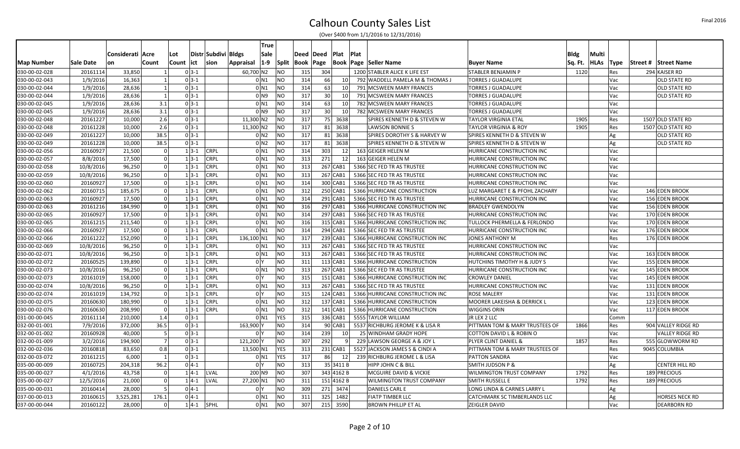# Calhoun County Sales List

(Over $400 from 1/1/2016 to 12/31/2016)

Final 2016

| Map Number | Sale Date | Consideration | Acre Count | Lot Count | District | Subdivision | Bldgs Appraisal | True Sale 1-9 | Split | Deed Book | Deed Page | Plat Book | Plat Page | Seller Name | Buyer Name | Bldg Sq. Ft. | Multi HLAs | Type | Street # | Street Name |
|---|---|---|---|---|---|---|---|---|---|---|---|---|---|---|---|---|---|---|---|---|
| 030-00-02-028 | 20161114 | 33,850 | 1 | 0 | 3-1 | | 60,700 | N2 | NO | 315 | 304 | | 1200 | STABLER ALICE K LIFE EST | STABLER BENJAMIN P | 1120 | | Res | 294 | KAISER RD |
| 030-00-02-043 | 1/9/2016 | 16,363 | 1 | 0 | 3-1 | | 0 | N1 | NO | 314 | 66 | 10 | 792 | WADDELL PAMELA M & THOMAS J | TORRES J GUADALUPE | | | Vac | | OLD STATE RD |
| 030-00-02-044 | 1/9/2016 | 28,636 | 1 | 0 | 3-1 | | 0 | N1 | NO | 314 | 63 | 10 | 791 | MCSWEEN MARY FRANCES | TORRES J GUADALUPE | | | Vac | | OLD STATE RD |
| 030-00-02-044 | 1/9/2016 | 28,636 | 1 | 0 | 3-1 | | 0 | N9 | NO | 317 | 30 | 10 | 791 | MCSWEEN MARY FRANCES | TORRES J GUADALUPE | | | Vac | | OLD STATE RD |
| 030-00-02-045 | 1/9/2016 | 28,636 | 3.1 | 0 | 3-1 | | 0 | N1 | NO | 314 | 63 | 10 | 782 | MCSWEEN MARY FRANCES | TORRES J GUADALUPE | | | Vac | | |
| 030-00-02-045 | 1/9/2016 | 28,636 | 3.1 | 0 | 3-1 | | 0 | N9 | NO | 317 | 30 | 10 | 782 | MCSWEEN MARY FRANCES | TORRES J GUADALUPE | | | Vac | | |
| 030-00-02-048 | 20161227 | 10,000 | 2.6 | 0 | 3-1 | | 11,300 | N2 | NO | 317 | 75 | 3638 | | SPIRES KENNETH D & STEVEN W | TAYLOR VIRGINIA ETAL | 1905 | | Res | 1507 | OLD STATE RD |
| 030-00-02-048 | 20161228 | 10,000 | 2.6 | 0 | 3-1 | | 11,300 | N2 | NO | 317 | 81 | 3638 | | LAWSON BONNIE S | TAYLOR VIRGINIA & ROY | 1905 | | Res | 1507 | OLD STATE RD |
| 030-00-02-049 | 20161227 | 10,000 | 38.5 | 0 | 3-1 | | 0 | N2 | NO | 317 | 81 | 3638 | | SPIRES DOROTHY S & HARVEY W | SPIRES KENNETH D & STEVEN W | | | Ag | | OLD STATE RD |
| 030-00-02-049 | 20161228 | 10,000 | 38.5 | 0 | 3-1 | | 0 | N2 | NO | 317 | 81 | 3638 | | SPIRES KENNETH D & STEVEN W | SPIRES KENNETH D & STEVEN W | | | Ag | | OLD STATE RD |
| 030-00-02-056 | 20160927 | 21,500 | 0 | 1 | 3-1 | CRPL | 0 | N1 | NO | 314 | 303 | 12 | 163 | GEIGER HELEN M | HURRICANE CONSTRUCTION INC | | | Vac | | |
| 030-00-02-057 | 8/8/2016 | 17,500 | 0 | 1 | 3-1 | CRPL | 0 | N1 | NO | 313 | 271 | 12 | 163 | GEIGER HELEN M | HURRICANE CONSTRUCTION INC | | | Vac | | |
| 030-00-02-058 | 10/8/2016 | 96,250 | 0 | 1 | 3-1 | CRPL | 0 | N1 | NO | 313 | 267 | CAB1 | 5366 | SEC FED TR AS TRUSTEE | HURRICANE CONSTRUCTION INC | | | Vac | | |
| 030-00-02-059 | 10/8/2016 | 96,250 | 0 | 1 | 3-1 | CRPL | 0 | N1 | NO | 313 | 267 | CAB1 | 5366 | SEC FED TR AS TRUSTEE | HURRICANE CONSTRUCTION INC | | | Vac | | |
| 030-00-02-060 | 20160927 | 17,500 | 0 | 1 | 3-1 | CRPL | 0 | N1 | NO | 314 | 300 | CAB1 | 5366 | SEC FED TR AS TRUSTEE | HURRICANE CONSTRUCTION INC | | | Vac | | |
| 030-00-02-062 | 20160715 | 185,675 | 0 | 1 | 3-1 | CRPL | 0 | N1 | NO | 312 | 250 | CAB1 | 5366 | HURRICANE CONSTRUCTION | LUZ MARGARET E & PFOHL ZACHARY | | | Vac | 146 | EDEN BROOK |
| 030-00-02-063 | 20160927 | 17,500 | 0 | 1 | 3-1 | CRPL | 0 | N1 | NO | 314 | 291 | CAB1 | 5366 | SEC FED TR AS TRUSTEE | HURRICANE CONSTRUCTION INC | | | Vac | 156 | EDEN BROOK |
| 030-00-02-063 | 20161216 | 184,990 | 0 | 1 | 3-1 | CRPL | 0 | N1 | NO | 316 | 297 | CAB1 | 5366 | HURRICANE CONSTRUCTION INC | BRADLEY GWENDOLYN | | | Vac | 156 | EDEN BROOK |
| 030-00-02-065 | 20160927 | 17,500 | 0 | 1 | 3-1 | CRPL | 0 | N1 | NO | 314 | 297 | CAB1 | 5366 | SEC FED TR AS TRUSTEE | HURRICANE CONSTRUCTION INC | | | Vac | 170 | EDEN BROOK |
| 030-00-02-065 | 20161215 | 211,540 | 0 | 1 | 3-1 | CRPL | 0 | N1 | NO | 316 | 315 | CAB1 | 5366 | HURRICANE CONSTRUCTION INC | TULLOCK PHERMELLA & FERLONDO | | | Vac | 170 | EDEN BROOK |
| 030-00-02-066 | 20160927 | 17,500 | 0 | 1 | 3-1 | CRPL | 0 | N1 | NO | 314 | 294 | CAB1 | 5366 | SEC FED TR AS TRUSTEE | HURRICANE CONSTRUCTION INC | | | Vac | 176 | EDEN BROOK |
| 030-00-02-066 | 20161222 | 152,090 | 0 | 1 | 3-1 | CRPL | 136,100 | N1 | NO | 317 | 239 | CAB1 | 5366 | HURRICANE CONSTRUCTION INC | JONES ANTHONY M | | | Res | 176 | EDEN BROOK |
| 030-00-02-069 | 10/8/2016 | 96,250 | 0 | 1 | 3-1 | CRPL | 0 | N1 | NO | 313 | 267 | CAB1 | 5366 | SEC FED TR AS TRUSTEE | HURRICANE CONSTRUCTION INC | | | Vac | | |
| 030-00-02-071 | 10/8/2016 | 96,250 | 0 | 1 | 3-1 | CRPL | 0 | N1 | NO | 313 | 267 | CAB1 | 5366 | SEC FED TR AS TRUSTEE | HURRICANE CONSTRUCTION INC | | | Vac | 163 | EDEN BROOK |
| 030-00-02-072 | 20160525 | 139,890 | 0 | 1 | 3-1 | CRPL | 0 | Y | NO | 311 | 113 | CAB1 | 5366 | HURRICANE CONSTRUCTION | HUTCHINS TIMOTHY H & JUDY S | | | Vac | 155 | EDEN BROOK |
| 030-00-02-073 | 10/8/2016 | 96,250 | 0 | 1 | 3-1 | CRPL | 0 | N1 | NO | 313 | 267 | CAB1 | 5366 | SEC FED TR AS TRUSTEE | HURRICANE CONSTRUCTION INC | | | Vac | 145 | EDEN BROOK |
| 030-00-02-073 | 20161019 | 158,000 | 0 | 1 | 3-1 | CRPL | 0 | Y | NO | 315 | 151 | CAB1 | 5366 | HURRICANE CONSTRUCTION INC | CROWLEY DANIEL | | | Vac | 145 | EDEN BROOK |
| 030-00-02-074 | 10/8/2016 | 96,250 | 0 | 1 | 3-1 | CRPL | 0 | N1 | NO | 313 | 267 | CAB1 | 5366 | SEC FED TR AS TRUSTEE | HURRICANE CONSTRUCTION INC | | | Vac | 131 | EDEN BROOK |
| 030-00-02-074 | 20161019 | 134,792 | 0 | 1 | 3-1 | CRPL | 0 | Y | NO | 315 | 124 | CAB1 | 5366 | HURRICANE CONSTRUCTION INC | ROSE MALERY | | | Vac | 131 | EDEN BROOK |
| 030-00-02-075 | 20160630 | 180,990 | 0 | 1 | 3-1 | CRPL | 0 | N1 | NO | 312 | 137 | CAB1 | 5366 | HURRICANE CONSTRUCTION | MOORER LAKEISHA & DERRICK L | | | Vac | 123 | EDEN BROOK |
| 030-00-02-076 | 20160630 | 208,990 | 0 | 1 | 3-1 | CRPL | 0 | N1 | NO | 312 | 141 | CAB1 | 5366 | HURRICANE CONSTRUCTION | WIGGINS ORIN | | | Vac | 117 | EDEN BROOK |
| 031-00-00-045 | 20161114 | 210,000 | 1.4 | 0 | 3-1 | | 0 | N1 | YES | 315 | 336 | CAB1 | 5555 | TAYLOR WILLIAM | JR LEX 2 LLC | | | Comm | | |
| 032-00-01-001 | 7/9/2016 | 372,000 | 36.5 | 0 | 3-1 | | 163,900 | Y | NO | 314 | 90 | CAB1 | 5537 | RICHBURG JEROME K & LISA R | PITTMAN TOM & MARY TRUSTEES OF | 1866 | | Res | 904 | VALLEY RIDGE RD |
| 032-00-01-002 | 20160928 | 40,000 | 5 | 0 | 3-1 | | 0 | Y | NO | 314 | 239 | 10 | 25 | WINDHAM GRADY HOPE | COTTON DAVID L & ROBIN O | | | Vac | | VALLEY RIDGE RD |
| 032-00-01-009 | 3/2/2016 | 194,900 | 7 | 0 | 3-1 | | 121,200 | Y | NO | 307 | 292 | 9 | 229 | LAWSON GEORGE A & JOY L | PLYER CLINT DANIEL & | 1857 | | Res | 555 | GLOWWORM RD |
| 032-00-02-036 | 20160818 | 83,650 | 0.8 | 0 | 3-1 | | 13,500 | N1 | YES | 313 | 231 | CAB1 | 5527 | JACKSON JAMES S & CINDI A | PITTMAN TOM & MARY TRUSTEES OF | | | Res | 9045 | COLUMBIA |
| 032-00-03-072 | 20161215 | 6,000 | 1 | 0 | 3-1 | | 0 | N1 | YES | 317 | 86 | 12 | 239 | RICHBURG JEROME L & LISA | PATTON SANDRA | | | Vac | | |
| 035-00-00-009 | 20160725 | 204,318 | 96.2 | 0 | 4-1 | | 0 | Y | NO | 313 | 35 | 3411 B | | HIPP JOHN C & BILL | SMITH JUDSON P & | | | Ag | | CENTER HILL RD |
| 035-00-00-027 | 4/1/2016 | 43,758 | 0 | 1 | 4-1 | LVAL | 200 | N9 | NO | 307 | 343 | 4162 B | | MCGUIRE DAVID & VICKIE | WILMINGTON TRUST COMPANY | 1792 | | Res | 189 | PRECIOUS |
| 035-00-00-027 | 12/5/2016 | 21,000 | 0 | 1 | 4-1 | LVAL | 27,200 | N1 | NO | 311 | 151 | 4162 B | | WILMINGTON TRUST COMPANY | SMITH RUSSELL E | 1792 | | Res | 189 | PRECIOUS |
| 035-00-00-031 | 20160414 | 28,000 | 5 | 0 | 4-1 | | 0 | Y | NO | 309 | 271 | 3474 | | DANIELS CARL E | LONG LINDA & CARNES LARRY L | | | Ag | | |
| 037-00-00-013 | 20160615 | 3,525,281 | 176.1 | 0 | 4-1 | | 0 | N1 | NO | 311 | 325 | 1482 | | FIATP TIMBER LLC | CATCHMARK SC TIMBERLANDS LLC | | | Ag | | HORSES NECK RD |
| 037-00-00-044 | 20160122 | 28,000 | 0 | 1 | 4-1 | SPHL | 0 | N1 | NO | 307 | 215 | 3590 | | BROWN PHILLIP ET AL | ZEIGLER DAVID | | | Vac | | DEARBORN RD |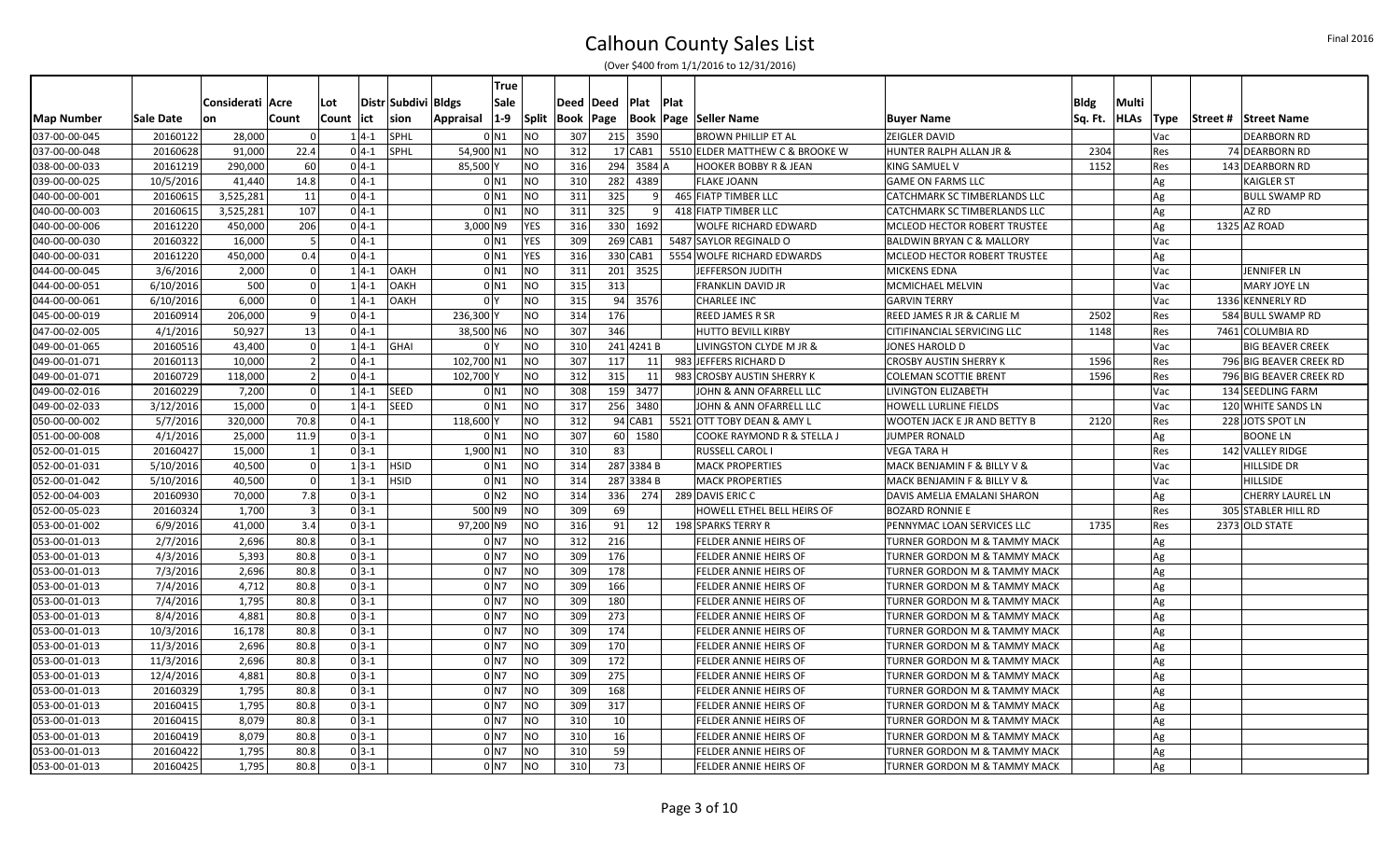# Calhoun County Sales List

(Over $400 from 1/1/2016 to 12/31/2016)

Final 2016

| Map Number | Sale Date | Consideration | Acre Count | Lot Count | District | Subdivision | Bldgs Appraisal | True Sale 1-9 | Split | Deed Book | Deed Page | Plat Book | Plat Page | Seller Name | Buyer Name | Bldg Sq. Ft. | Multi HLAs | Type | Street # | Street Name |
|---|---|---|---|---|---|---|---|---|---|---|---|---|---|---|---|---|---|---|---|---|
| 037-00-00-045 | 20160122 | 28,000 | 0 | 1 | 4-1 | SPHL | 0 | N1 | NO | 307 | 215 | 3590 | | BROWN PHILLIP ET AL | ZEIGLER DAVID | | | Vac | | DEARBORN RD |
| 037-00-00-048 | 20160628 | 91,000 | 22.4 | 0 | 4-1 | SPHL | 54,900 | N1 | NO | 312 | 17 | CAB1 | 5510 | ELDER MATTHEW C & BROOKE W | HUNTER RALPH ALLAN JR & | 2304 | | Res | 74 | DEARBORN RD |
| 038-00-00-033 | 20161219 | 290,000 | 60 | 0 | 4-1 | | 85,500 | Y | NO | 316 | 294 | 3584 | A | HOOKER BOBBY R & JEAN | KING SAMUEL V | 1152 | | Res | 143 | DEARBORN RD |
| 039-00-00-025 | 10/5/2016 | 41,440 | 14.8 | 0 | 4-1 | | 0 | N1 | NO | 310 | 282 | 4389 | | FLAKE JOANN | GAME ON FARMS LLC | | | Ag | | KAIGLER ST |
| 040-00-00-001 | 20160615 | 3,525,281 | 11 | 0 | 4-1 | | 0 | N1 | NO | 311 | 325 | 9 | 465 | FIATP TIMBER LLC | CATCHMARK SC TIMBERLANDS LLC | | | Ag | | BULL SWAMP RD |
| 040-00-00-003 | 20160615 | 3,525,281 | 107 | 0 | 4-1 | | 0 | N1 | NO | 311 | 325 | 9 | 418 | FIATP TIMBER LLC | CATCHMARK SC TIMBERLANDS LLC | | | Ag | | AZ RD |
| 040-00-00-006 | 20161220 | 450,000 | 206 | 0 | 4-1 | | 3,000 | N9 | YES | 316 | 330 | 1692 | | WOLFE RICHARD EDWARD | MCLEOD HECTOR ROBERT TRUSTEE | | | Ag | 1325 | AZ ROAD |
| 040-00-00-030 | 20160322 | 16,000 | 5 | 0 | 4-1 | | 0 | N1 | YES | 309 | 269 | CAB1 | 5487 | SAYLOR REGINALD O | BALDWIN BRYAN C & MALLORY | | | Vac | | |
| 040-00-00-031 | 20161220 | 450,000 | 0.4 | 0 | 4-1 | | 0 | N1 | YES | 316 | 330 | CAB1 | 5554 | WOLFE RICHARD EDWARDS | MCLEOD HECTOR ROBERT TRUSTEE | | | Ag | | |
| 044-00-00-045 | 3/6/2016 | 2,000 | 0 | 1 | 4-1 | OAKH | 0 | N1 | NO | 311 | 201 | 3525 | | JEFFERSON JUDITH | MICKENS EDNA | | | Vac | | JENNIFER LN |
| 044-00-00-051 | 6/10/2016 | 500 | 0 | 1 | 4-1 | OAKH | 0 | N1 | NO | 315 | 313 | | | FRANKLIN DAVID JR | MCMICHAEL MELVIN | | | Vac | | MARY JOYE LN |
| 044-00-00-061 | 6/10/2016 | 6,000 | 0 | 1 | 4-1 | OAKH | 0 | Y | NO | 315 | 94 | 3576 | | CHARLEE INC | GARVIN TERRY | | | Vac | 1336 | KENNERLY RD |
| 045-00-00-019 | 20160914 | 206,000 | 9 | 0 | 4-1 | | 236,300 | Y | NO | 314 | 176 | | | REED JAMES R SR | REED JAMES R JR & CARLIE M | 2502 | | Res | 584 | BULL SWAMP RD |
| 047-00-02-005 | 4/1/2016 | 50,927 | 13 | 0 | 4-1 | | 38,500 | N6 | NO | 307 | 346 | | | HUTTO BEVILL KIRBY | CITIFINANCIAL SERVICING LLC | 1148 | | Res | 7461 | COLUMBIA RD |
| 049-00-01-065 | 20160516 | 43,400 | 0 | 1 | 4-1 | GHAI | 0 | Y | NO | 310 | 241 | 4241 B | | LIVINGSTON CLYDE M JR & | JONES HAROLD D | | | Vac | | BIG BEAVER CREEK |
| 049-00-01-071 | 20160113 | 10,000 | 2 | 0 | 4-1 | | 102,700 | N1 | NO | 307 | 117 | 11 | 983 | JEFFERS RICHARD D | CROSBY AUSTIN SHERRY K | 1596 | | Res | 796 | BIG BEAVER CREEK RD |
| 049-00-01-071 | 20160729 | 118,000 | 2 | 0 | 4-1 | | 102,700 | Y | NO | 312 | 315 | 11 | 983 | CROSBY AUSTIN SHERRY K | COLEMAN SCOTTIE BRENT | 1596 | | Res | 796 | BIG BEAVER CREEK RD |
| 049-00-02-016 | 20160229 | 7,200 | 0 | 1 | 4-1 | SEED | 0 | N1 | NO | 308 | 159 | 3477 | | JOHN & ANN OFARRELL LLC | LIVINGTON ELIZABETH | | | Vac | 134 | SEEDLING FARM |
| 049-00-02-033 | 3/12/2016 | 15,000 | 0 | 1 | 4-1 | SEED | 0 | N1 | NO | 317 | 256 | 3480 | | JOHN & ANN OFARRELL LLC | HOWELL LURLINE FIELDS | | | Vac | 120 | WHITE SANDS LN |
| 050-00-00-002 | 5/7/2016 | 320,000 | 70.8 | 0 | 4-1 | | 118,600 | Y | NO | 312 | 94 | CAB1 | 5521 | OTT TOBY DEAN & AMY L | WOOTEN JACK E JR AND BETTY B | 2120 | | Res | 228 | JOTS SPOT LN |
| 051-00-00-008 | 4/1/2016 | 25,000 | 11.9 | 0 | 3-1 | | 0 | N1 | NO | 307 | 60 | 1580 | | COOKE RAYMOND R & STELLA J | JUMPER RONALD | | | Ag | | BOONE LN |
| 052-00-01-015 | 20160427 | 15,000 | 1 | 0 | 3-1 | | 1,900 | N1 | NO | 310 | 83 | | | RUSSELL CAROL I | VEGA TARA H | | | Res | 142 | VALLEY RIDGE |
| 052-00-01-031 | 5/10/2016 | 40,500 | 0 | 1 | 3-1 | HSID | 0 | N1 | NO | 314 | 287 | 3384 B | | MACK PROPERTIES | MACK BENJAMIN F & BILLY V & | | | Vac | | HILLSIDE DR |
| 052-00-01-042 | 5/10/2016 | 40,500 | 0 | 1 | 3-1 | HSID | 0 | N1 | NO | 314 | 287 | 3384 B | | MACK PROPERTIES | MACK BENJAMIN F & BILLY V & | | | Vac | | HILLSIDE |
| 052-00-04-003 | 20160930 | 70,000 | 7.8 | 0 | 3-1 | | 0 | N2 | NO | 314 | 336 | 274 | 289 | DAVIS ERIC C | DAVIS AMELIA EMALANI SHARON | | | Ag | | CHERRY LAUREL LN |
| 052-00-05-023 | 20160324 | 1,700 | 3 | 0 | 3-1 | | 500 | N9 | NO | 309 | 69 | | | HOWELL ETHEL BELL HEIRS OF | BOZARD RONNIE E | | | Res | 305 | STABLER HILL RD |
| 053-00-01-002 | 6/9/2016 | 41,000 | 3.4 | 0 | 3-1 | | 97,200 | N9 | NO | 316 | 91 | 12 | 198 | SPARKS TERRY R | PENNYMAC LOAN SERVICES LLC | 1735 | | Res | 2373 | OLD STATE |
| 053-00-01-013 | 2/7/2016 | 2,696 | 80.8 | 0 | 3-1 | | 0 | N7 | NO | 312 | 216 | | | FELDER ANNIE HEIRS OF | TURNER GORDON M & TAMMY MACK | | | Ag | | |
| 053-00-01-013 | 4/3/2016 | 5,393 | 80.8 | 0 | 3-1 | | 0 | N7 | NO | 309 | 176 | | | FELDER ANNIE HEIRS OF | TURNER GORDON M & TAMMY MACK | | | Ag | | |
| 053-00-01-013 | 7/3/2016 | 2,696 | 80.8 | 0 | 3-1 | | 0 | N7 | NO | 309 | 178 | | | FELDER ANNIE HEIRS OF | TURNER GORDON M & TAMMY MACK | | | Ag | | |
| 053-00-01-013 | 7/4/2016 | 4,712 | 80.8 | 0 | 3-1 | | 0 | N7 | NO | 309 | 166 | | | FELDER ANNIE HEIRS OF | TURNER GORDON M & TAMMY MACK | | | Ag | | |
| 053-00-01-013 | 7/4/2016 | 1,795 | 80.8 | 0 | 3-1 | | 0 | N7 | NO | 309 | 180 | | | FELDER ANNIE HEIRS OF | TURNER GORDON M & TAMMY MACK | | | Ag | | |
| 053-00-01-013 | 8/4/2016 | 4,881 | 80.8 | 0 | 3-1 | | 0 | N7 | NO | 309 | 273 | | | FELDER ANNIE HEIRS OF | TURNER GORDON M & TAMMY MACK | | | Ag | | |
| 053-00-01-013 | 10/3/2016 | 16,178 | 80.8 | 0 | 3-1 | | 0 | N7 | NO | 309 | 174 | | | FELDER ANNIE HEIRS OF | TURNER GORDON M & TAMMY MACK | | | Ag | | |
| 053-00-01-013 | 11/3/2016 | 2,696 | 80.8 | 0 | 3-1 | | 0 | N7 | NO | 309 | 170 | | | FELDER ANNIE HEIRS OF | TURNER GORDON M & TAMMY MACK | | | Ag | | |
| 053-00-01-013 | 11/3/2016 | 2,696 | 80.8 | 0 | 3-1 | | 0 | N7 | NO | 309 | 172 | | | FELDER ANNIE HEIRS OF | TURNER GORDON M & TAMMY MACK | | | Ag | | |
| 053-00-01-013 | 12/4/2016 | 4,881 | 80.8 | 0 | 3-1 | | 0 | N7 | NO | 309 | 275 | | | FELDER ANNIE HEIRS OF | TURNER GORDON M & TAMMY MACK | | | Ag | | |
| 053-00-01-013 | 20160329 | 1,795 | 80.8 | 0 | 3-1 | | 0 | N7 | NO | 309 | 168 | | | FELDER ANNIE HEIRS OF | TURNER GORDON M & TAMMY MACK | | | Ag | | |
| 053-00-01-013 | 20160415 | 1,795 | 80.8 | 0 | 3-1 | | 0 | N7 | NO | 309 | 317 | | | FELDER ANNIE HEIRS OF | TURNER GORDON M & TAMMY MACK | | | Ag | | |
| 053-00-01-013 | 20160415 | 8,079 | 80.8 | 0 | 3-1 | | 0 | N7 | NO | 310 | 10 | | | FELDER ANNIE HEIRS OF | TURNER GORDON M & TAMMY MACK | | | Ag | | |
| 053-00-01-013 | 20160419 | 8,079 | 80.8 | 0 | 3-1 | | 0 | N7 | NO | 310 | 16 | | | FELDER ANNIE HEIRS OF | TURNER GORDON M & TAMMY MACK | | | Ag | | |
| 053-00-01-013 | 20160422 | 1,795 | 80.8 | 0 | 3-1 | | 0 | N7 | NO | 310 | 59 | | | FELDER ANNIE HEIRS OF | TURNER GORDON M & TAMMY MACK | | | Ag | | |
| 053-00-01-013 | 20160425 | 1,795 | 80.8 | 0 | 3-1 | | 0 | N7 | NO | 310 | 73 | | | FELDER ANNIE HEIRS OF | TURNER GORDON M & TAMMY MACK | | | Ag | | |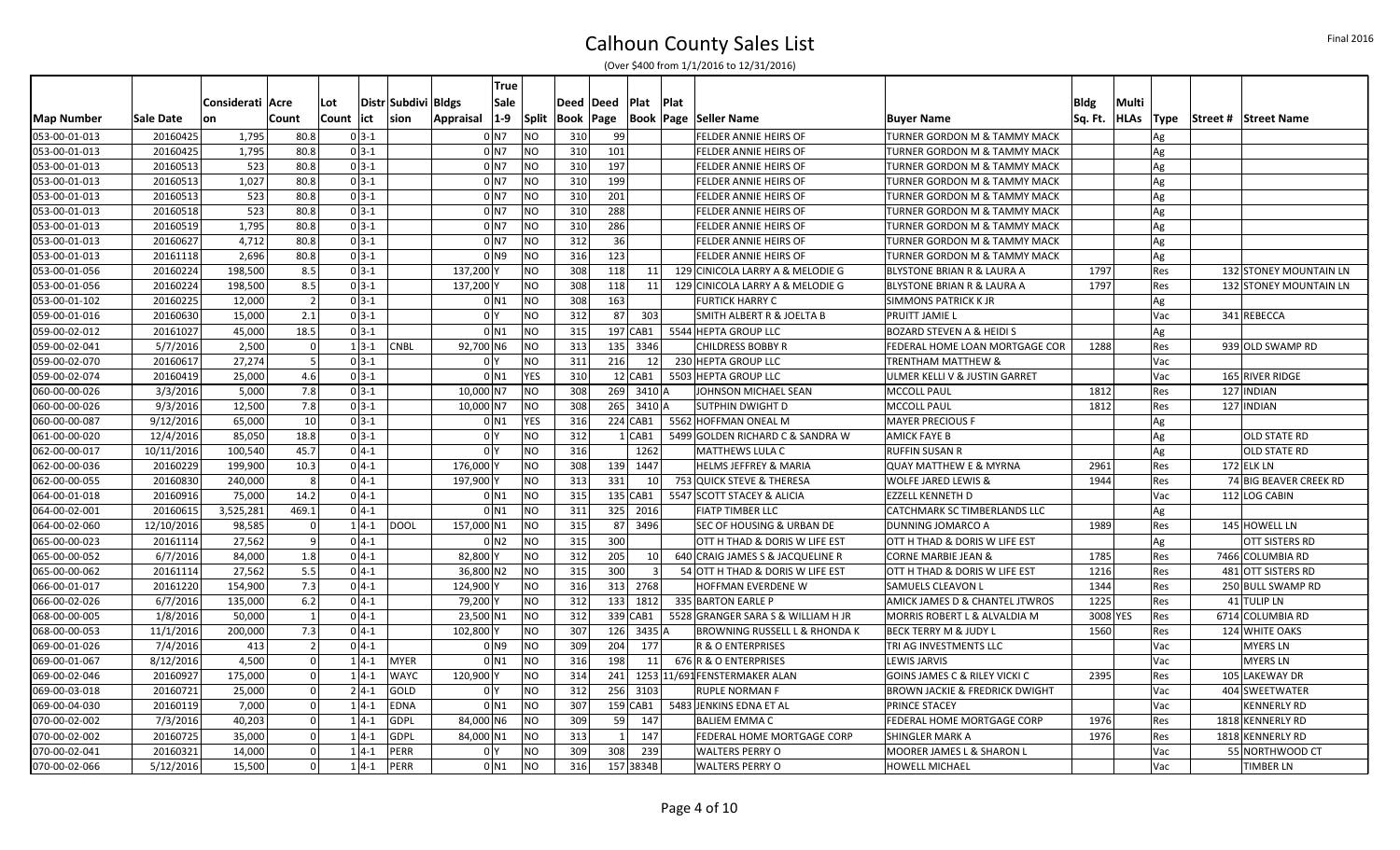# Calhoun County Sales List

(Over $400 from 1/1/2016 to 12/31/2016)

Final 2016

| Map Number | Sale Date | Consideration | Acre Count | Lot Count | District | Subdivision | Bldgs Appraisal | True Sale 1-9 | Split | Deed Book | Deed Page | Plat Book | Plat Page | Seller Name | Buyer Name | Bldg Sq. Ft. | Multi HLAs | Type | Street # | Street Name |
|---|---|---|---|---|---|---|---|---|---|---|---|---|---|---|---|---|---|---|---|---|
| 053-00-01-013 | 20160425 | 1,795 | 80.8 | 0 | 3-1 | | 0 | N7 | NO | 310 | 99 | | | FELDER ANNIE HEIRS OF | TURNER GORDON M & TAMMY MACK | | | Ag | | |
| 053-00-01-013 | 20160425 | 1,795 | 80.8 | 0 | 3-1 | | 0 | N7 | NO | 310 | 101 | | | FELDER ANNIE HEIRS OF | TURNER GORDON M & TAMMY MACK | | | Ag | | |
| 053-00-01-013 | 20160513 | 523 | 80.8 | 0 | 3-1 | | 0 | N7 | NO | 310 | 197 | | | FELDER ANNIE HEIRS OF | TURNER GORDON M & TAMMY MACK | | | Ag | | |
| 053-00-01-013 | 20160513 | 1,027 | 80.8 | 0 | 3-1 | | 0 | N7 | NO | 310 | 199 | | | FELDER ANNIE HEIRS OF | TURNER GORDON M & TAMMY MACK | | | Ag | | |
| 053-00-01-013 | 20160513 | 523 | 80.8 | 0 | 3-1 | | 0 | N7 | NO | 310 | 201 | | | FELDER ANNIE HEIRS OF | TURNER GORDON M & TAMMY MACK | | | Ag | | |
| 053-00-01-013 | 20160518 | 523 | 80.8 | 0 | 3-1 | | 0 | N7 | NO | 310 | 288 | | | FELDER ANNIE HEIRS OF | TURNER GORDON M & TAMMY MACK | | | Ag | | |
| 053-00-01-013 | 20160519 | 1,795 | 80.8 | 0 | 3-1 | | 0 | N7 | NO | 310 | 286 | | | FELDER ANNIE HEIRS OF | TURNER GORDON M & TAMMY MACK | | | Ag | | |
| 053-00-01-013 | 20160627 | 4,712 | 80.8 | 0 | 3-1 | | 0 | N7 | NO | 312 | 36 | | | FELDER ANNIE HEIRS OF | TURNER GORDON M & TAMMY MACK | | | Ag | | |
| 053-00-01-013 | 20161118 | 2,696 | 80.8 | 0 | 3-1 | | 0 | N9 | NO | 316 | 123 | | | FELDER ANNIE HEIRS OF | TURNER GORDON M & TAMMY MACK | | | Ag | | |
| 053-00-01-056 | 20160224 | 198,500 | 8.5 | 0 | 3-1 | | 137,200 | Y | NO | 308 | 118 | 11 | 129 | CINICOLA LARRY A & MELODIE G | BLYSTONE BRIAN R & LAURA A | 1797 | | Res | 132 | STONEY MOUNTAIN LN |
| 053-00-01-056 | 20160224 | 198,500 | 8.5 | 0 | 3-1 | | 137,200 | Y | NO | 308 | 118 | 11 | 129 | CINICOLA LARRY A & MELODIE G | BLYSTONE BRIAN R & LAURA A | 1797 | | Res | 132 | STONEY MOUNTAIN LN |
| 053-00-01-102 | 20160225 | 12,000 | 2 | 0 | 3-1 | | 0 | N1 | NO | 308 | 163 | | | FURTICK HARRY C | SIMMONS PATRICK K JR | | | Ag | | |
| 059-00-01-016 | 20160630 | 15,000 | 2.1 | 0 | 3-1 | | 0 | Y | NO | 312 | 87 | 303 | | SMITH ALBERT R & JOELTA B | PRUITT JAMIE L | | | Vac | 341 | REBECCA |
| 059-00-02-012 | 20161027 | 45,000 | 18.5 | 0 | 3-1 | | 0 | N1 | NO | 315 | 197 | CAB1 | 5544 | HEPTA GROUP LLC | BOZARD STEVEN A & HEIDI S | | | Ag | | |
| 059-00-02-041 | 5/7/2016 | 2,500 | 0 | 1 | 3-1 | CNBL | 92,700 | N6 | NO | 313 | 135 | 3346 | | CHILDRESS BOBBY R | FEDERAL HOME LOAN MORTGAGE COR | 1288 | | Res | 939 | OLD SWAMP RD |
| 059-00-02-070 | 20160617 | 27,274 | 5 | 0 | 3-1 | | 0 | Y | NO | 311 | 216 | 12 | 230 | HEPTA GROUP LLC | TRENTHAM MATTHEW & | | | Vac | | |
| 059-00-02-074 | 20160419 | 25,000 | 4.6 | 0 | 3-1 | | 0 | N1 | YES | 310 | 12 | CAB1 | 5503 | HEPTA GROUP LLC | ULMER KELLI V & JUSTIN GARRET | | | Vac | 165 | RIVER RIDGE |
| 060-00-00-026 | 3/3/2016 | 5,000 | 7.8 | 0 | 3-1 | | 10,000 | N7 | NO | 308 | 269 | 3410 | A | JOHNSON MICHAEL SEAN | MCCOLL PAUL | 1812 | | Res | 127 | INDIAN |
| 060-00-00-026 | 9/3/2016 | 12,500 | 7.8 | 0 | 3-1 | | 10,000 | N7 | NO | 308 | 265 | 3410 | A | SUTPHIN DWIGHT D | MCCOLL PAUL | 1812 | | Res | 127 | INDIAN |
| 060-00-00-087 | 9/12/2016 | 65,000 | 10 | 0 | 3-1 | | 0 | N1 | YES | 316 | 224 | CAB1 | 5562 | HOFFMAN ONEAL M | MAYER PRECIOUS F | | | Ag | | |
| 061-00-00-020 | 12/4/2016 | 85,050 | 18.8 | 0 | 3-1 | | 0 | Y | NO | 312 | 1 | CAB1 | 5499 | GOLDEN RICHARD C & SANDRA W | AMICK FAYE B | | | Ag | | OLD STATE RD |
| 062-00-00-017 | 10/11/2016 | 100,540 | 45.7 | 0 | 4-1 | | 0 | Y | NO | 316 | | 1262 | | MATTHEWS LULA C | RUFFIN SUSAN R | | | Ag | | OLD STATE RD |
| 062-00-00-036 | 20160229 | 199,900 | 10.3 | 0 | 4-1 | | 176,000 | Y | NO | 308 | 139 | 1447 | | HELMS JEFFREY & MARIA | QUAY MATTHEW E & MYRNA | 2961 | | Res | 172 | ELK LN |
| 062-00-00-055 | 20160830 | 240,000 | 8 | 0 | 4-1 | | 197,900 | Y | NO | 313 | 331 | 10 | 753 | QUICK STEVE & THERESA | WOLFE JARED LEWIS & | 1944 | | Res | 74 | BIG BEAVER CREEK RD |
| 064-00-01-018 | 20160916 | 75,000 | 14.2 | 0 | 4-1 | | 0 | N1 | NO | 315 | 135 | CAB1 | 5547 | SCOTT STACEY & ALICIA | EZZELL KENNETH D | | | Vac | 112 | LOG CABIN |
| 064-00-02-001 | 20160615 | 3,525,281 | 469.1 | 0 | 4-1 | | 0 | N1 | NO | 311 | 325 | 2016 | | FIATP TIMBER LLC | CATCHMARK SC TIMBERLANDS LLC | | | Ag | | |
| 064-00-02-060 | 12/10/2016 | 98,585 | 0 | 1 | 4-1 | DOOL | 157,000 | N1 | NO | 315 | 87 | 3496 | | SEC OF HOUSING & URBAN DE | DUNNING JOMARCO A | 1989 | | Res | 145 | HOWELL LN |
| 065-00-00-023 | 20161114 | 27,562 | 9 | 0 | 4-1 | | 0 | N2 | NO | 315 | 300 | | | OTT H THAD & DORIS W LIFE EST | OTT H THAD & DORIS W LIFE EST | | | Ag | | OTT SISTERS RD |
| 065-00-00-052 | 6/7/2016 | 84,000 | 1.8 | 0 | 4-1 | | 82,800 | Y | NO | 312 | 205 | 10 | 640 | CRAIG JAMES S & JACQUELINE R | CORNE MARBIE JEAN & | 1785 | | Res | 7466 | COLUMBIA RD |
| 065-00-00-062 | 20161114 | 27,562 | 5.5 | 0 | 4-1 | | 36,800 | N2 | NO | 315 | 300 | 3 | 54 | OTT H THAD & DORIS W LIFE EST | OTT H THAD & DORIS W LIFE EST | 1216 | | Res | 481 | OTT SISTERS RD |
| 066-00-01-017 | 20161220 | 154,900 | 7.3 | 0 | 4-1 | | 124,900 | Y | NO | 316 | 313 | 2768 | | HOFFMAN EVERDENE W | SAMUELS CLEAVON L | 1344 | | Res | 250 | BULL SWAMP RD |
| 066-00-02-026 | 6/7/2016 | 135,000 | 6.2 | 0 | 4-1 | | 79,200 | Y | NO | 312 | 133 | 1812 | 335 | BARTON EARLE P | AMICK JAMES D & CHANTEL JTWROS | 1225 | | Res | 41 | TULIP LN |
| 068-00-00-005 | 1/8/2016 | 50,000 | 1 | 0 | 4-1 | | 23,500 | N1 | NO | 312 | 339 | CAB1 | 5528 | GRANGER SARA S & WILLIAM H JR | MORRIS ROBERT L & ALVALDIA M | 3008 | YES | Res | 6714 | COLUMBIA RD |
| 068-00-00-053 | 11/1/2016 | 200,000 | 7.3 | 0 | 4-1 | | 102,800 | Y | NO | 307 | 126 | 3435 | A | BROWNING RUSSELL L & RHONDA K | BECK TERRY M & JUDY L | 1560 | | Res | 124 | WHITE OAKS |
| 069-00-01-026 | 7/4/2016 | 413 | 2 | 0 | 4-1 | | 0 | N9 | NO | 309 | 204 | 177 | | R & O ENTERPRISES | TRI AG INVESTMENTS LLC | | | Vac | | MYERS LN |
| 069-00-01-067 | 8/12/2016 | 4,500 | 0 | 1 | 4-1 | MYER | 0 | N1 | NO | 316 | 198 | 11 | 676 | R & O ENTERPRISES | LEWIS JARVIS | | | Vac | | MYERS LN |
| 069-00-02-046 | 20160927 | 175,000 | 0 | 1 | 4-1 | WAYC | 120,900 | Y | NO | 314 | 241 | 1253 | 11/691 | FENSTERMAKER ALAN | GOINS JAMES C & RILEY VICKI C | 2395 | | Res | 105 | LAKEWAY DR |
| 069-00-03-018 | 20160721 | 25,000 | 0 | 2 | 4-1 | GOLD | 0 | Y | NO | 312 | 256 | 3103 | | RUPLE NORMAN F | BROWN JACKIE & FREDRICK DWIGHT | | | Vac | 404 | SWEETWATER |
| 069-00-04-030 | 20160119 | 7,000 | 0 | 1 | 4-1 | EDNA | 0 | N1 | NO | 307 | 159 | CAB1 | 5483 | JENKINS EDNA ET AL | PRINCE STACEY | | | Vac | | KENNERLY RD |
| 070-00-02-002 | 7/3/2016 | 40,203 | 0 | 1 | 4-1 | GDPL | 84,000 | N6 | NO | 309 | 59 | 147 | | BALIEM EMMA C | FEDERAL HOME MORTGAGE CORP | 1976 | | Res | 1818 | KENNERLY RD |
| 070-00-02-002 | 20160725 | 35,000 | 0 | 1 | 4-1 | GDPL | 84,000 | N1 | NO | 313 | 1 | 147 | | FEDERAL HOME MORTGAGE CORP | SHINGLER MARK A | 1976 | | Res | 1818 | KENNERLY RD |
| 070-00-02-041 | 20160321 | 14,000 | 0 | 1 | 4-1 | PERR | 0 | Y | NO | 309 | 308 | 239 | | WALTERS PERRY O | MOORER JAMES L & SHARON L | | | Vac | 55 | NORTHWOOD CT |
| 070-00-02-066 | 5/12/2016 | 15,500 | 0 | 1 | 4-1 | PERR | 0 | N1 | NO | 316 | 157 | 3834B | | WALTERS PERRY O | HOWELL MICHAEL | | | Vac | | TIMBER LN |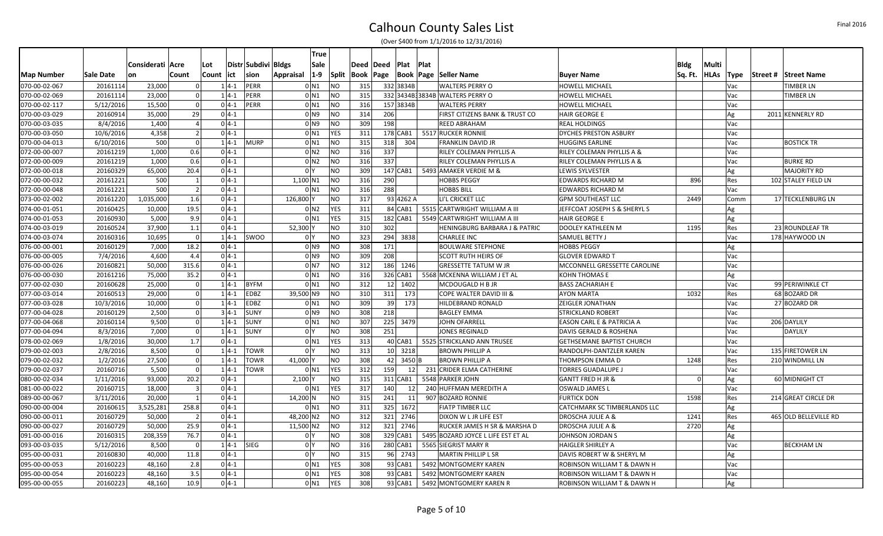# Calhoun County Sales List

(Over $400 from 1/1/2016 to 12/31/2016)

| Map Number | Sale Date | Consideration | Acre Count | Lot Count | District | Subdivision | Bldgs Appraisal | True Sale 1-9 | Split | Deed Book | Deed Page | Plat Book | Plat Page | Seller Name | Buyer Name | Bldg Sq. Ft. | Multi HLAs | Type | Street # | Street Name |
|---|---|---|---|---|---|---|---|---|---|---|---|---|---|---|---|---|---|---|---|---|
| 070-00-02-067 | 20161114 | 23,000 | 0 | 1 | 4-1 | PERR | 0 | N1 | NO | 315 | 332 | 3834B | | WALTERS PERRY O | HOWELL MICHAEL | | | Vac | | TIMBER LN |
| 070-00-02-069 | 20161114 | 23,000 | 0 | 1 | 4-1 | PERR | 0 | N1 | NO | 315 | 332 | 3434B | 3834B | WALTERS PERRY O | HOWELL MICHAEL | | | Vac | | TIMBER LN |
| 070-00-02-117 | 5/12/2016 | 15,500 | 0 | 0 | 4-1 | PERR | 0 | N1 | NO | 316 | 157 | 3834B | | WALTERS PERRY | HOWELL MICHAEL | | | Vac | | |
| 070-00-03-029 | 20160914 | 35,000 | 29 | 0 | 4-1 | | 0 | N9 | NO | 314 | 206 | | | FIRST CITIZENS BANK & TRUST CO | HAIR GEORGE E | | | Ag | 2011 | KENNERLY RD |
| 070-00-03-035 | 8/4/2016 | 1,400 | 4 | 0 | 4-1 | | 0 | N9 | NO | 309 | 198 | | | REED ABRAHAM | REAL HOLDINGS | | | Vac | | |
| 070-00-03-050 | 10/6/2016 | 4,358 | 2 | 0 | 4-1 | | 0 | N1 | YES | 311 | 178 | CAB1 | 5517 | RUCKER RONNIE | DYCHES PRESTON ASBURY | | | Vac | | |
| 070-00-04-013 | 6/10/2016 | 500 | 0 | 1 | 4-1 | MURP | 0 | N1 | NO | 315 | 318 | 304 | | FRANKLIN DAVID JR | HUGGINS EARLINE | | | Vac | | BOSTICK TR |
| 072-00-00-007 | 20161219 | 1,000 | 0.6 | 0 | 4-1 | | 0 | N2 | NO | 316 | 337 | | | RILEY COLEMAN PHYLLIS A | RILEY COLEMAN PHYLLIS A & | | | Vac | | |
| 072-00-00-009 | 20161219 | 1,000 | 0.6 | 0 | 4-1 | | 0 | N2 | NO | 316 | 337 | | | RILEY COLEMAN PHYLLIS A | RILEY COLEMAN PHYLLIS A & | | | Vac | | BURKE RD |
| 072-00-00-018 | 20160329 | 65,000 | 20.4 | 0 | 4-1 | | 0 | Y | NO | 309 | 147 | CAB1 | 5493 | AMAKER VERDIE M & | LEWIS SYLVESTER | | | Ag | | MAJORITY RD |
| 072-00-00-032 | 20161221 | 500 | 1 | 0 | 4-1 | | 1,100 | N1 | NO | 316 | 290 | | | HOBBS PEGGY | EDWARDS RICHARD M | 896 | | Res | 102 | STALEY FIELD LN |
| 072-00-00-048 | 20161221 | 500 | 2 | 0 | 4-1 | | 0 | N1 | NO | 316 | 288 | | | HOBBS BILL | EDWARDS RICHARD M | | | Vac | | |
| 073-00-02-002 | 20161220 | 1,035,000 | 1.6 | 0 | 4-1 | | 126,800 | Y | NO | 317 | 93 | 4262 A | | LI'L CRICKET LLC | GPM SOUTHEAST LLC | 2449 | | Comm | 17 | TECKLENBURG LN |
| 074-00-01-051 | 20160425 | 10,000 | 19.5 | 0 | 4-1 | | 0 | N2 | YES | 311 | 84 | CAB1 | 5515 | CARTWRIGHT WILLIAM A III | JEFFCOAT JOSEPH S & SHERYL S | | | Ag | | |
| 074-00-01-053 | 20160930 | 5,000 | 9.9 | 0 | 4-1 | | 0 | N1 | YES | 315 | 182 | CAB1 | 5549 | CARTWRIGHT WILLIAM A III | HAIR GEORGE E | | | Ag | | |
| 074-00-03-019 | 20160524 | 37,900 | 1.1 | 0 | 4-1 | | 52,300 | Y | NO | 310 | 302 | | | HENINGBURG BARBARA J & PATRIC | DOOLEY KATHLEEN M | 1195 | | Res | 23 | ROUNDLEAF TR |
| 074-00-03-074 | 20160316 | 10,695 | 0 | 1 | 4-1 | SWOO | 0 | Y | NO | 323 | 294 | 3838 | | CHARLEE INC | SAMUEL BETTY J | | | Vac | 178 | HAYWOOD LN |
| 076-00-00-001 | 20160129 | 7,000 | 18.2 | 0 | 4-1 | | 0 | N9 | NO | 308 | 171 | | | BOULWARE STEPHONE | HOBBS PEGGY | | | Ag | | |
| 076-00-00-005 | 7/4/2016 | 4,600 | 4.4 | 0 | 4-1 | | 0 | N9 | NO | 309 | 208 | | | SCOTT RUTH HEIRS OF | GLOVER EDWARD T | | | Vac | | |
| 076-00-00-026 | 20160821 | 50,000 | 315.6 | 0 | 4-1 | | 0 | N7 | NO | 312 | 186 | 1246 | | GRESSETTE TATUM W JR | MCCONNELL GRESSETTE CAROLINE | | | Vac | | |
| 076-00-00-030 | 20161216 | 75,000 | 35.2 | 0 | 4-1 | | 0 | N1 | NO | 316 | 326 | CAB1 | 5568 | MCKENNA WILLIAM J ET AL | KOHN THOMAS E | | | Ag | | |
| 077-00-02-030 | 20160628 | 25,000 | 0 | 1 | 4-1 | BYFM | 0 | N1 | NO | 312 | 12 | 1402 | | MCDOUGALD H B JR | BASS ZACHARIAH E | | | Vac | 99 | PERIWINKLE CT |
| 077-00-03-014 | 20160513 | 29,000 | 0 | 1 | 4-1 | EDBZ | 39,500 | N9 | NO | 310 | 311 | 173 | | COPE WALTER DAVID III & | AYON MARTA | 1032 | | Res | 68 | BOZARD DR |
| 077-00-03-028 | 10/3/2016 | 10,000 | 0 | 1 | 4-1 | EDBZ | 0 | N1 | NO | 309 | 39 | 173 | | HILDEBRAND RONALD | ZEIGLER JONATHAN | | | Vac | 27 | BOZARD DR |
| 077-00-04-028 | 20160129 | 2,500 | 0 | 3 | 4-1 | SUNY | 0 | N9 | NO | 308 | 218 | | | BAGLEY EMMA | STRICKLAND ROBERT | | | Vac | | |
| 077-00-04-068 | 20160114 | 9,500 | 0 | 1 | 4-1 | SUNY | 0 | N1 | NO | 307 | 225 | 3479 | | JOHN OFARRELL | EASON CARL E & PATRICIA A | | | Vac | 206 | DAYLILY |
| 077-00-04-094 | 8/3/2016 | 7,000 | 0 | 1 | 4-1 | SUNY | 0 | Y | NO | 308 | 251 | | | JONES REGINALD | DAVIS GERALD & ROSHENA | | | Vac | | DAYLILY |
| 078-00-02-069 | 1/8/2016 | 30,000 | 1.7 | 0 | 4-1 | | 0 | N1 | YES | 313 | 40 | CAB1 | 5525 | STRICKLAND ANN TRUSEE | GETHSEMANE BAPTIST CHURCH | | | Vac | | |
| 079-00-02-003 | 2/8/2016 | 8,500 | 0 | 1 | 4-1 | TOWR | 0 | Y | NO | 313 | 10 | 3218 | | BROWN PHILLIP A | RANDOLPH-DANTZLER KAREN | | | Vac | 135 | FIRETOWER LN |
| 079-00-02-032 | 1/2/2016 | 27,500 | 0 | 1 | 4-1 | TOWR | 41,000 | Y | NO | 308 | 42 | 3450 | B | BROWN PHILLIP A | THOMPSON EMMA D | 1248 | | Res | 210 | WINDMILL LN |
| 079-00-02-037 | 20160716 | 5,500 | 0 | 1 | 4-1 | TOWR | 0 | N1 | YES | 312 | 159 | 12 | 231 | CRIDER ELMA CATHERINE | TORRES GUADALUPE J | | | Vac | | |
| 080-00-02-034 | 1/11/2016 | 93,000 | 20.2 | 0 | 4-1 | | 2,100 | Y | NO | 315 | 311 | CAB1 | 5548 | PARKER JOHN | GANTT FRED H JR & | 0 | | Ag | 60 | MIDNIGHT CT |
| 081-00-00-022 | 20160715 | 18,000 | 3 | 0 | 4-1 | | 0 | N1 | YES | 317 | 140 | 12 | 240 | HUFFMAN MEREDITH A | OSWALD JAMES L | | | Vac | | |
| 089-00-00-067 | 3/11/2016 | 20,000 | 1 | 0 | 4-1 | | 14,200 | N | NO | 315 | 241 | 11 | 907 | BOZARD RONNIE | FURTICK DON | 1598 | | Res | 214 | GREAT CIRCLE DR |
| 090-00-00-004 | 20160615 | 3,525,281 | 258.8 | 0 | 4-1 | | 0 | N1 | NO | 311 | 325 | 1672 | | FIATP TIMBER LLC | CATCHMARK SC TIMBERLANDS LLC | | | Ag | | |
| 090-00-00-011 | 20160729 | 50,000 | 2 | 0 | 4-1 | | 48,200 | N2 | NO | 312 | 321 | 2746 | | DIXON W L JR LIFE EST | DROSCHA JULIE A & | 1241 | | Res | 465 | OLD BELLEVILLE RD |
| 090-00-00-027 | 20160729 | 50,000 | 25.9 | 0 | 4-1 | | 11,500 | N2 | NO | 312 | 321 | 2746 | | RUCKER JAMES H SR & MARSHA D | DROSCHA JULIE A & | 2720 | | Ag | | |
| 091-00-00-016 | 20160315 | 208,359 | 76.7 | 0 | 4-1 | | 0 | Y | NO | 308 | 329 | CAB1 | 5495 | BOZARD JOYCE L LIFE EST ET AL | JOHNSON JORDAN S | | | Ag | | |
| 093-00-03-035 | 5/12/2016 | 8,500 | 0 | 1 | 4-1 | SIEG | 0 | Y | NO | 316 | 280 | CAB1 | 5565 | SIEGRIST MARY R | HAIGLER SHIRLEY A | | | Vac | | BECKHAM LN |
| 095-00-00-031 | 20160830 | 40,000 | 11.8 | 0 | 4-1 | | 0 | Y | NO | 315 | 96 | 2743 | | MARTIN PHILLIP L SR | DAVIS ROBERT W & SHERYL M | | | Ag | | |
| 095-00-00-053 | 20160223 | 48,160 | 2.8 | 0 | 4-1 | | 0 | N1 | YES | 308 | 93 | CAB1 | 5492 | MONTGOMERY KAREN | ROBINSON WILLIAM T & DAWN H | | | Vac | | |
| 095-00-00-054 | 20160223 | 48,160 | 3.5 | 0 | 4-1 | | 0 | N1 | YES | 308 | 93 | CAB1 | 5492 | MONTGOMERY KAREN | ROBINSON WILLIAM T & DAWN H | | | Vac | | |
| 095-00-00-055 | 20160223 | 48,160 | 10.9 | 0 | 4-1 | | 0 | N1 | YES | 308 | 93 | CAB1 | 5492 | MONTGOMERY KAREN R | ROBINSON WILLIAM T & DAWN H | | | Ag | | |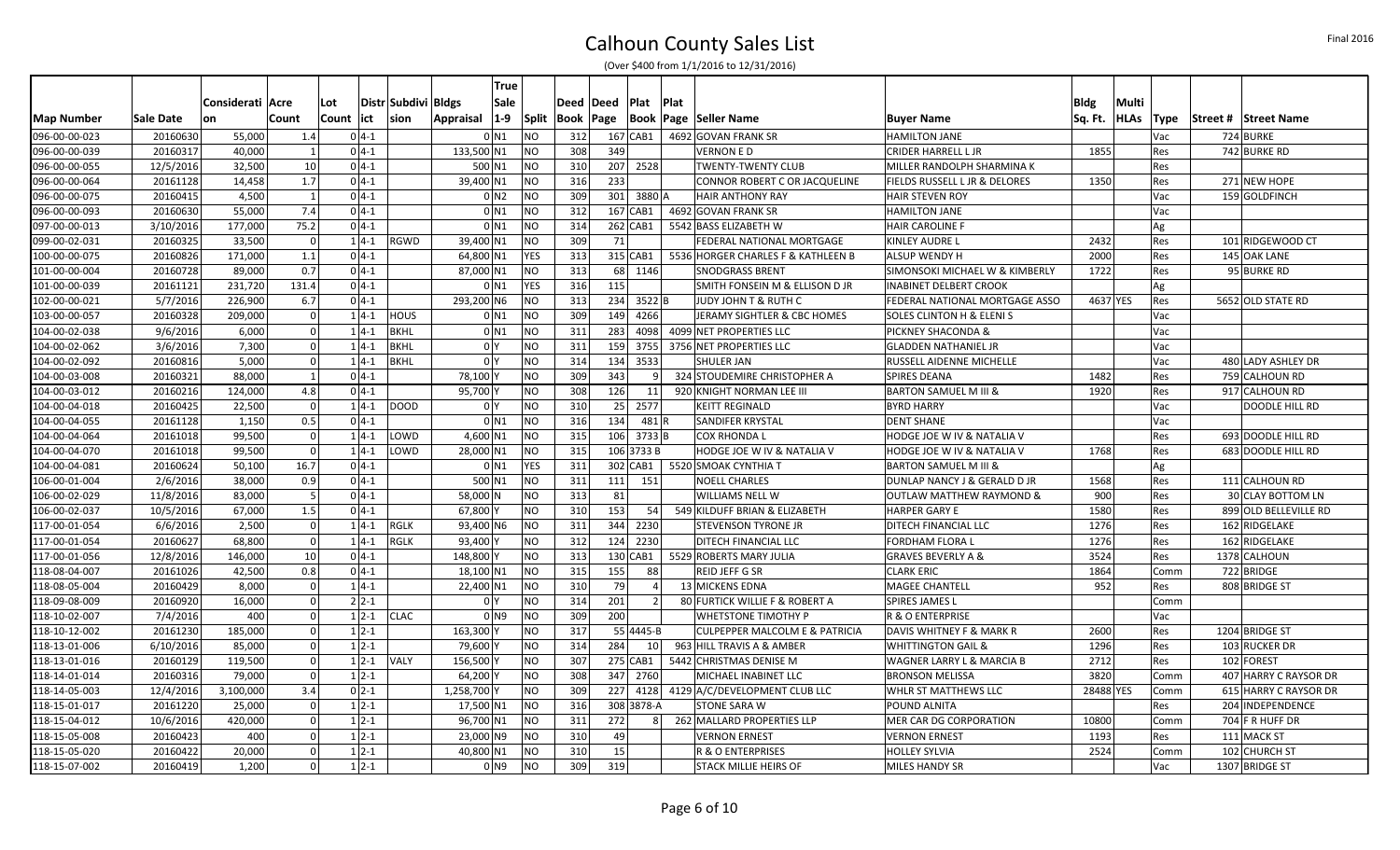# Calhoun County Sales List

(Over $400 from 1/1/2016 to 12/31/2016)

| Map Number | Sale Date | Consideration | Acre Count | Lot Count | District | Subdivision | Bldgs Appraisal | True Sale 1-9 | Split | Deed Book | Deed Page | Plat Book | Plat Page | Seller Name | Buyer Name | Bldg Sq. Ft. | Multi HLAs | Type | Street # | Street Name |
|---|---|---|---|---|---|---|---|---|---|---|---|---|---|---|---|---|---|---|---|---|
| 096-00-00-023 | 20160630 | 55,000 | 1.4 | 0 | 4-1 | | 0 | N1 | NO | 312 | 167 | CAB1 | 4692 | GOVAN FRANK SR | HAMILTON JANE | | | Vac | 724 | BURKE |
| 096-00-00-039 | 20160317 | 40,000 | 1 | 0 | 4-1 | | 133,500 | N1 | NO | 308 | 349 | | | VERNON E D | CRIDER HARRELL L JR | 1855 | | Res | 742 | BURKE RD |
| 096-00-00-055 | 12/5/2016 | 32,500 | 10 | 0 | 4-1 | | 500 | N1 | NO | 310 | 207 | 2528 | | TWENTY-TWENTY CLUB | MILLER RANDOLPH SHARMINA K | | | Res | | |
| 096-00-00-064 | 20161128 | 14,458 | 1.7 | 0 | 4-1 | | 39,400 | N1 | NO | 316 | 233 | | | CONNOR ROBERT C OR JACQUELINE | FIELDS RUSSELL L JR & DELORES | 1350 | | Res | 271 | NEW HOPE |
| 096-00-00-075 | 20160415 | 4,500 | 1 | 0 | 4-1 | | 0 | N2 | NO | 309 | 301 | 3880 | A | HAIR ANTHONY RAY | HAIR STEVEN ROY | | | Vac | 159 | GOLDFINCH |
| 096-00-00-093 | 20160630 | 55,000 | 7.4 | 0 | 4-1 | | 0 | N1 | NO | 312 | 167 | CAB1 | 4692 | GOVAN FRANK SR | HAMILTON JANE | | | Vac | | |
| 097-00-00-013 | 3/10/2016 | 177,000 | 75.2 | 0 | 4-1 | | 0 | N1 | NO | 314 | 262 | CAB1 | 5542 | BASS ELIZABETH W | HAIR CAROLINE F | | | Ag | | |
| 099-00-02-031 | 20160325 | 33,500 | 0 | 1 | 4-1 | RGWD | 39,400 | N1 | NO | 309 | 71 | | | FEDERAL NATIONAL MORTGAGE | KINLEY AUDRE L | 2432 | | Res | 101 | RIDGEWOOD CT |
| 100-00-00-075 | 20160826 | 171,000 | 1.1 | 0 | 4-1 | | 64,800 | N1 | YES | 313 | 315 | CAB1 | 5536 | HORGER CHARLES F & KATHLEEN B | ALSUP WENDY H | 2000 | | Res | 145 | OAK LANE |
| 101-00-00-004 | 20160728 | 89,000 | 0.7 | 0 | 4-1 | | 87,000 | N1 | NO | 313 | 68 | 1146 | | SNODGRASS BRENT | SIMONSOKI MICHAEL W & KIMBERLY | 1722 | | Res | 95 | BURKE RD |
| 101-00-00-039 | 20161121 | 231,720 | 131.4 | 0 | 4-1 | | 0 | N1 | YES | 316 | 115 | | | SMITH FONSEIN M & ELLISON D JR | INABINET DELBERT CROOK | | | Ag | | |
| 102-00-00-021 | 5/7/2016 | 226,900 | 6.7 | 0 | 4-1 | | 293,200 | N6 | NO | 313 | 234 | 3522 | B | JUDY JOHN T & RUTH C | FEDERAL NATIONAL MORTGAGE ASSO | 4637 | YES | Res | 5652 | OLD STATE RD |
| 103-00-00-057 | 20160328 | 209,000 | 0 | 1 | 4-1 | HOUS | 0 | N1 | NO | 309 | 149 | 4266 | | JERAMY SIGHTLER & CBC HOMES | SOLES CLINTON H & ELENI S | | | Vac | | |
| 104-00-02-038 | 9/6/2016 | 6,000 | 0 | 1 | 4-1 | BKHL | 0 | N1 | NO | 311 | 283 | 4098 | 4099 | NET PROPERTIES LLC | PICKNEY SHACONDA & | | | Vac | | |
| 104-00-02-062 | 3/6/2016 | 7,300 | 0 | 1 | 4-1 | BKHL | 0 | Y | NO | 311 | 159 | 3755 | 3756 | NET PROPERTIES LLC | GLADDEN NATHANIEL JR | | | Vac | | |
| 104-00-02-092 | 20160816 | 5,000 | 0 | 1 | 4-1 | BKHL | 0 | Y | NO | 314 | 134 | 3533 | | SHULER JAN | RUSSELL AIDENNE MICHELLE | | | Vac | 480 | LADY ASHLEY DR |
| 104-00-03-008 | 20160321 | 88,000 | 1 | 0 | 4-1 | | 78,100 | Y | NO | 309 | 343 | 9 | 324 | STOUDEMIRE CHRISTOPHER A | SPIRES DEANA | 1482 | | Res | 759 | CALHOUN RD |
| 104-00-03-012 | 20160216 | 124,000 | 4.8 | 0 | 4-1 | | 95,700 | Y | NO | 308 | 126 | 11 | 920 | KNIGHT NORMAN LEE III | BARTON SAMUEL M III & | 1920 | | Res | 917 | CALHOUN RD |
| 104-00-04-018 | 20160425 | 22,500 | 0 | 1 | 4-1 | DOOD | 0 | Y | NO | 310 | 25 | 2577 | | KEITT REGINALD | BYRD HARRY | | | Vac | | DOODLE HILL RD |
| 104-00-04-055 | 20161128 | 1,150 | 0.5 | 0 | 4-1 | | 0 | N1 | NO | 316 | 134 | 481 | R | SANDIFER KRYSTAL | DENT SHANE | | | Vac | | |
| 104-00-04-064 | 20161018 | 99,500 | 0 | 1 | 4-1 | LOWD | 4,600 | N1 | NO | 315 | 106 | 3733 | B | COX RHONDA L | HODGE JOE W IV & NATALIA V | | | Res | 693 | DOODLE HILL RD |
| 104-00-04-070 | 20161018 | 99,500 | 0 | 1 | 4-1 | LOWD | 28,000 | N1 | NO | 315 | 106 | 3733 B | | HODGE JOE W IV & NATALIA V | HODGE JOE W IV & NATALIA V | 1768 | | Res | 683 | DOODLE HILL RD |
| 104-00-04-081 | 20160624 | 50,100 | 16.7 | 0 | 4-1 | | 0 | N1 | YES | 311 | 302 | CAB1 | 5520 | SMOAK CYNTHIA T | BARTON SAMUEL M III & | | | Ag | | |
| 106-00-01-004 | 2/6/2016 | 38,000 | 0.9 | 0 | 4-1 | | 500 | N1 | NO | 311 | 111 | 151 | | NOELL CHARLES | DUNLAP NANCY J & GERALD D JR | 1568 | | Res | 111 | CALHOUN RD |
| 106-00-02-029 | 11/8/2016 | 83,000 | 5 | 0 | 4-1 | | 58,000 | N | NO | 313 | 81 | | | WILLIAMS NELL W | OUTLAW MATTHEW RAYMOND & | 900 | | Res | 30 | CLAY BOTTOM LN |
| 106-00-02-037 | 10/5/2016 | 67,000 | 1.5 | 0 | 4-1 | | 67,800 | Y | NO | 310 | 153 | 54 | 549 | KILDUFF BRIAN & ELIZABETH | HARPER GARY E | 1580 | | Res | 899 | OLD BELLEVILLE RD |
| 117-00-01-054 | 6/6/2016 | 2,500 | 0 | 1 | 4-1 | RGLK | 93,400 | N6 | NO | 311 | 344 | 2230 | | STEVENSON TYRONE JR | DITECH FINANCIAL LLC | 1276 | | Res | 162 | RIDGELAKE |
| 117-00-01-054 | 20160627 | 68,800 | 0 | 1 | 4-1 | RGLK | 93,400 | Y | NO | 312 | 124 | 2230 | | DITECH FINANCIAL LLC | FORDHAM FLORA L | 1276 | | Res | 162 | RIDGELAKE |
| 117-00-01-056 | 12/8/2016 | 146,000 | 10 | 0 | 4-1 | | 148,800 | Y | NO | 313 | 130 | CAB1 | 5529 | ROBERTS MARY JULIA | GRAVES BEVERLY A & | 3524 | | Res | 1378 | CALHOUN |
| 118-08-04-007 | 20161026 | 42,500 | 0.8 | 0 | 4-1 | | 18,100 | N1 | NO | 315 | 155 | 88 | | REID JEFF G SR | CLARK ERIC | 1864 | | Comm | 722 | BRIDGE |
| 118-08-05-004 | 20160429 | 8,000 | 0 | 1 | 4-1 | | 22,400 | N1 | NO | 310 | 79 | 4 | 13 | MICKENS EDNA | MAGEE CHANTELL | 952 | | Res | 808 | BRIDGE ST |
| 118-09-08-009 | 20160920 | 16,000 | 0 | 2 | 2-1 | | 0 | Y | NO | 314 | 201 | 2 | 80 | FURTICK WILLIE F & ROBERT A | SPIRES JAMES L | | | Comm | | |
| 118-10-02-007 | 7/4/2016 | 400 | 0 | 1 | 2-1 | CLAC | 0 | N9 | NO | 309 | 200 | | | WHETSTONE TIMOTHY P | R & O ENTERPRISE | | | Vac | | |
| 118-10-12-002 | 20161230 | 185,000 | 0 | 1 | 2-1 | | 163,300 | Y | NO | 317 | 55 | 4445-B | | CULPEPPER MALCOLM E & PATRICIA | DAVIS WHITNEY F & MARK R | 2600 | | Res | 1204 | BRIDGE ST |
| 118-13-01-006 | 6/10/2016 | 85,000 | 0 | 1 | 2-1 | | 79,600 | Y | NO | 314 | 284 | 10 | 963 | HILL TRAVIS A & AMBER | WHITTINGTON GAIL & | 1296 | | Res | 103 | RUCKER DR |
| 118-13-01-016 | 20160129 | 119,500 | 0 | 1 | 2-1 | VALY | 156,500 | Y | NO | 307 | 275 | CAB1 | 5442 | CHRISTMAS DENISE M | WAGNER LARRY L & MARCIA B | 2712 | | Res | 102 | FOREST |
| 118-14-01-014 | 20160316 | 79,000 | 0 | 1 | 2-1 | | 64,200 | Y | NO | 308 | 347 | 2760 | | MICHAEL INABINET LLC | BRONSON MELISSA | 3820 | | Comm | 407 | HARRY C RAYSOR DR |
| 118-14-05-003 | 12/4/2016 | 3,100,000 | 3.4 | 0 | 2-1 | | 1,258,700 | Y | NO | 309 | 227 | 4128 | 4129 | A/C/DEVELOPMENT CLUB LLC | WHLR ST MATTHEWS LLC | 28488 | YES | Comm | 615 | HARRY C RAYSOR DR |
| 118-15-01-017 | 20161220 | 25,000 | 0 | 1 | 2-1 | | 17,500 | N1 | NO | 316 | 308 | 3878-A | | STONE SARA W | POUND ALNITA | | | Res | 204 | INDEPENDENCE |
| 118-15-04-012 | 10/6/2016 | 420,000 | 0 | 1 | 2-1 | | 96,700 | N1 | NO | 311 | 272 | 8 | 262 | MALLARD PROPERTIES LLP | MER CAR DG CORPORATION | 10800 | | Comm | 704 | F R HUFF DR |
| 118-15-05-008 | 20160423 | 400 | 0 | 1 | 2-1 | | 23,000 | N9 | NO | 310 | 49 | | | VERNON ERNEST | VERNON ERNEST | 1193 | | Res | 111 | MACK ST |
| 118-15-05-020 | 20160422 | 20,000 | 0 | 1 | 2-1 | | 40,800 | N1 | NO | 310 | 15 | | | R & O ENTERPRISES | HOLLEY SYLVIA | 2524 | | Comm | 102 | CHURCH ST |
| 118-15-07-002 | 20160419 | 1,200 | 0 | 1 | 2-1 | | 0 | N9 | NO | 309 | 319 | | | STACK MILLIE HEIRS OF | MILES HANDY SR | | | Vac | 1307 | BRIDGE ST |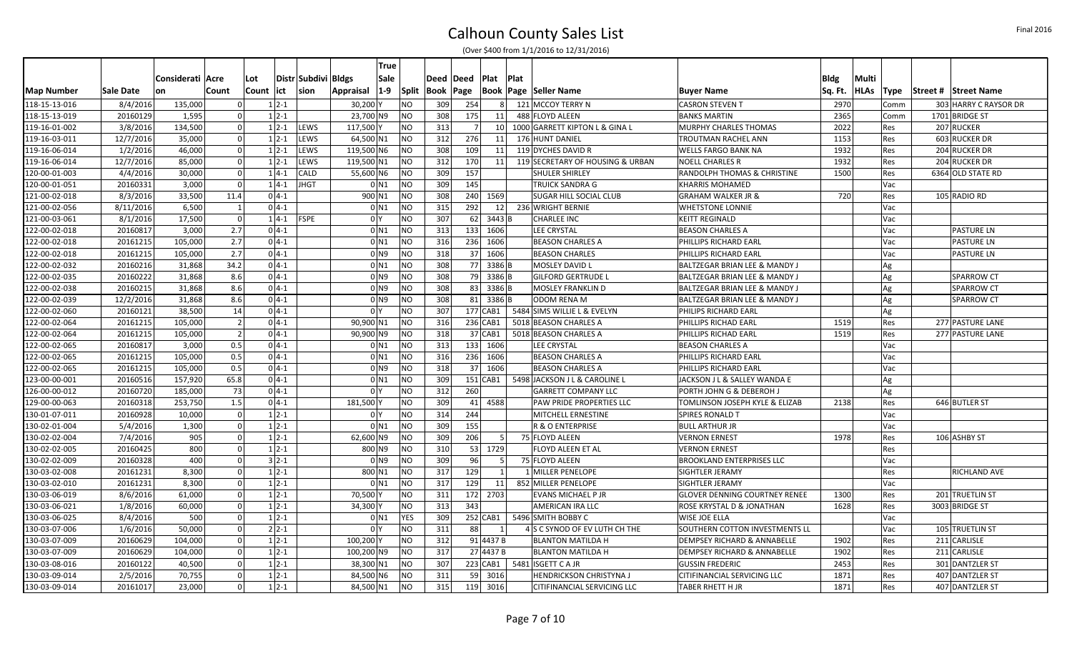# Calhoun County Sales List

(Over $400 from 1/1/2016 to 12/31/2016)

Final 2016

| Map Number | Sale Date | Consideration | Acre Count | Lot Count | District | Subdivision | Bldgs Appraisal | True Sale 1-9 | Split | Deed Book | Deed Page | Plat Book | Plat Page | Seller Name | Buyer Name | Bldg Sq. Ft. | Multi HLAs | Type | Street # | Street Name |
|---|---|---|---|---|---|---|---|---|---|---|---|---|---|---|---|---|---|---|---|---|
| 118-15-13-016 | 8/4/2016 | 135,000 | 0 | 1 | 2-1 | | 30,200 | Y | NO | 309 | 254 | 8 | 121 | MCCOY TERRY N | CASRON STEVEN T | 2970 | | Comm | 303 | HARRY C RAYSOR DR |
| 118-15-13-019 | 20160129 | 1,595 | 0 | 1 | 2-1 | | 23,700 | N9 | NO | 308 | 175 | 11 | 488 | FLOYD ALEEN | BANKS MARTIN | 2365 | | Comm | 1701 | BRIDGE ST |
| 119-16-01-002 | 3/8/2016 | 134,500 | 0 | 1 | 2-1 | LEWS | 117,500 | Y | NO | 313 | 7 | 10 | 1000 | GARRETT KIPTON L & GINA L | MURPHY CHARLES THOMAS | 2022 | | Res | 207 | RUCKER |
| 119-16-03-011 | 12/7/2016 | 35,000 | 0 | 1 | 2-1 | LEWS | 64,500 | N1 | NO | 312 | 276 | 11 | 176 | HUNT DANIEL | TROUTMAN RACHEL ANN | 1153 | | Res | 603 | RUCKER DR |
| 119-16-06-014 | 1/2/2016 | 46,000 | 0 | 1 | 2-1 | LEWS | 119,500 | N6 | NO | 308 | 109 | 11 | 119 | DYCHES DAVID R | WELLS FARGO BANK NA | 1932 | | Res | 204 | RUCKER DR |
| 119-16-06-014 | 12/7/2016 | 85,000 | 0 | 1 | 2-1 | LEWS | 119,500 | N1 | NO | 312 | 170 | 11 | 119 | SECRETARY OF HOUSING & URBAN | NOELL CHARLES R | 1932 | | Res | 204 | RUCKER DR |
| 120-00-01-003 | 4/4/2016 | 30,000 | 0 | 1 | 4-1 | CALD | 55,600 | N6 | NO | 309 | 157 | | | SHULER SHIRLEY | RANDOLPH THOMAS & CHRISTINE | 1500 | | Res | 6364 | OLD STATE RD |
| 120-00-01-051 | 20160331 | 3,000 | 0 | 1 | 4-1 | JHGT | 0 | N1 | NO | 309 | 145 | | | TRUICK SANDRA G | KHARRIS MOHAMED | | | Vac | | |
| 121-00-02-018 | 8/3/2016 | 33,500 | 11.4 | 0 | 4-1 | | 900 | N1 | NO | 308 | 240 | 1569 | | SUGAR HILL SOCIAL CLUB | GRAHAM WALKER JR & | 720 | | Res | 105 | RADIO RD |
| 121-00-02-056 | 8/11/2016 | 6,500 | 1 | 0 | 4-1 | | 0 | N1 | NO | 315 | 292 | 12 | 236 | WRIGHT BERNIE | WHETSTONE LONNIE | | | Vac | | |
| 121-00-03-061 | 8/1/2016 | 17,500 | 0 | 1 | 4-1 | FSPE | 0 | Y | NO | 307 | 62 | 3443 | B | CHARLEE INC | KEITT REGINALD | | | Vac | | |
| 122-00-02-018 | 20160817 | 3,000 | 2.7 | 0 | 4-1 | | 0 | N1 | NO | 313 | 133 | 1606 | | LEE CRYSTAL | BEASON CHARLES A | | | Vac | | PASTURE LN |
| 122-00-02-018 | 20161215 | 105,000 | 2.7 | 0 | 4-1 | | 0 | N1 | NO | 316 | 236 | 1606 | | BEASON CHARLES A | PHILLIPS RICHARD EARL | | | Vac | | PASTURE LN |
| 122-00-02-018 | 20161215 | 105,000 | 2.7 | 0 | 4-1 | | 0 | N9 | NO | 318 | 37 | 1606 | | BEASON CHARLES | PHILLIPS RICHARD EARL | | | Vac | | PASTURE LN |
| 122-00-02-032 | 20160216 | 31,868 | 34.2 | 0 | 4-1 | | 0 | N1 | NO | 308 | 77 | 3386 | B | MOSLEY DAVID L | BALTZEGAR BRIAN LEE & MANDY J | | | Ag | | |
| 122-00-02-035 | 20160222 | 31,868 | 8.6 | 0 | 4-1 | | 0 | N9 | NO | 308 | 79 | 3386 | B | GILFORD GERTRUDE L | BALTZEGAR BRIAN LEE & MANDY J | | | Ag | | SPARROW CT |
| 122-00-02-038 | 20160215 | 31,868 | 8.6 | 0 | 4-1 | | 0 | N9 | NO | 308 | 83 | 3386 | B | MOSLEY FRANKLIN D | BALTZEGAR BRIAN LEE & MANDY J | | | Ag | | SPARROW CT |
| 122-00-02-039 | 12/2/2016 | 31,868 | 8.6 | 0 | 4-1 | | 0 | N9 | NO | 308 | 81 | 3386 | B | ODOM RENA M | BALTZEGAR BRIAN LEE & MANDY J | | | Ag | | SPARROW CT |
| 122-00-02-060 | 20160121 | 38,500 | 14 | 0 | 4-1 | | 0 | Y | NO | 307 | 177 | CAB1 | 5484 | SIMS WILLIE L & EVELYN | PHILIPS RICHARD EARL | | | Ag | | |
| 122-00-02-064 | 20161215 | 105,000 | 2 | 0 | 4-1 | | 90,900 | N1 | NO | 316 | 236 | CAB1 | 5018 | BEASON CHARLES A | PHILLIPS RICHAD EARL | 1519 | | Res | 277 | PASTURE LANE |
| 122-00-02-064 | 20161215 | 105,000 | 2 | 0 | 4-1 | | 90,900 | N9 | NO | 318 | 37 | CAB1 | 5018 | BEASON CHARLES A | PHILLIPS RICHAD EARL | 1519 | | Res | 277 | PASTURE LANE |
| 122-00-02-065 | 20160817 | 3,000 | 0.5 | 0 | 4-1 | | 0 | N1 | NO | 313 | 133 | 1606 | | LEE CRYSTAL | BEASON CHARLES A | | | Vac | | |
| 122-00-02-065 | 20161215 | 105,000 | 0.5 | 0 | 4-1 | | 0 | N1 | NO | 316 | 236 | 1606 | | BEASON CHARLES A | PHILLIPS RICHARD EARL | | | Vac | | |
| 122-00-02-065 | 20161215 | 105,000 | 0.5 | 0 | 4-1 | | 0 | N9 | NO | 318 | 37 | 1606 | | BEASON CHARLES A | PHILLIPS RICHARD EARL | | | Vac | | |
| 123-00-00-001 | 20160516 | 157,920 | 65.8 | 0 | 4-1 | | 0 | N1 | NO | 309 | 151 | CAB1 | 5498 | JACKSON J L & CAROLINE L | JACKSON J L & SALLEY WANDA E | | | Ag | | |
| 126-00-00-012 | 20160720 | 185,000 | 73 | 0 | 4-1 | | 0 | Y | NO | 312 | 260 | | | GARRETT COMPANY LLC | PORTH JOHN G & DEBEROH J | | | Ag | | |
| 129-00-00-063 | 20160318 | 253,750 | 1.5 | 0 | 4-1 | | 181,500 | Y | NO | 309 | 41 | 4588 | | PAW PRIDE PROPERTIES LLC | TOMLINSON JOSEPH KYLE & ELIZAB | 2138 | | Res | 646 | BUTLER ST |
| 130-01-07-011 | 20160928 | 10,000 | 0 | 1 | 2-1 | | 0 | Y | NO | 314 | 244 | | | MITCHELL ERNESTINE | SPIRES RONALD T | | | Vac | | |
| 130-02-01-004 | 5/4/2016 | 1,300 | 0 | 1 | 2-1 | | 0 | N1 | NO | 309 | 155 | | | R & O ENTERPRISE | BULL ARTHUR JR | | | Vac | | |
| 130-02-02-004 | 7/4/2016 | 905 | 0 | 1 | 2-1 | | 62,600 | N9 | NO | 309 | 206 | 5 | 75 | FLOYD ALEEN | VERNON ERNEST | 1978 | | Res | 106 | ASHBY ST |
| 130-02-02-005 | 20160425 | 800 | 0 | 1 | 2-1 | | 800 | N9 | NO | 310 | 53 | 1729 | | FLOYD ALEEN ET AL | VERNON ERNEST | | | Res | | |
| 130-02-02-009 | 20160328 | 400 | 0 | 3 | 2-1 | | 0 | N9 | NO | 309 | 96 | 5 | 75 | FLOYD ALEEN | BROOKLAND ENTERPRISES LLC | | | Vac | | |
| 130-03-02-008 | 20161231 | 8,300 | 0 | 1 | 2-1 | | 800 | N1 | NO | 317 | 129 | 1 | 1 | MILLER PENELOPE | SIGHTLER JERAMY | | | Res | | RICHLAND AVE |
| 130-03-02-010 | 20161231 | 8,300 | 0 | 1 | 2-1 | | 0 | N1 | NO | 317 | 129 | 11 | 852 | MILLER PENELOPE | SIGHTLER JERAMY | | | Vac | | |
| 130-03-06-019 | 8/6/2016 | 61,000 | 0 | 1 | 2-1 | | 70,500 | Y | NO | 311 | 172 | 2703 | | EVANS MICHAEL P JR | GLOVER DENNING COURTNEY RENEE | 1300 | | Res | 201 | TRUETLIN ST |
| 130-03-06-021 | 1/8/2016 | 60,000 | 0 | 1 | 2-1 | | 34,300 | Y | NO | 313 | 343 | | | AMERICAN IRA LLC | ROSE KRYSTAL D & JONATHAN | 1628 | | Res | 3003 | BRIDGE ST |
| 130-03-06-025 | 8/4/2016 | 500 | 0 | 1 | 2-1 | | 0 | N1 | YES | 309 | 252 | CAB1 | 5496 | SMITH BOBBY C | WISE JOE ELLA | | | Vac | | |
| 130-03-07-006 | 1/6/2016 | 50,000 | 0 | 2 | 2-1 | | 0 | Y | NO | 311 | 88 | 1 | 4 | S C SYNOD OF EV LUTH CH THE | SOUTHERN COTTON INVESTMENTS LL | | | Vac | 105 | TRUETLIN ST |
| 130-03-07-009 | 20160629 | 104,000 | 0 | 1 | 2-1 | | 100,200 | Y | NO | 312 | 91 | 4437 B | | BLANTON MATILDA H | DEMPSEY RICHARD & ANNABELLE | 1902 | | Res | 211 | CARLISLE |
| 130-03-07-009 | 20160629 | 104,000 | 0 | 1 | 2-1 | | 100,200 | N9 | NO | 317 | 27 | 4437 B | | BLANTON MATILDA H | DEMPSEY RICHARD & ANNABELLE | 1902 | | Res | 211 | CARLISLE |
| 130-03-08-016 | 20160122 | 40,500 | 0 | 1 | 2-1 | | 38,300 | N1 | NO | 307 | 223 | CAB1 | 5481 | ISGETT C A JR | GUSSIN FREDERIC | 2453 | | Res | 301 | DANTZLER ST |
| 130-03-09-014 | 2/5/2016 | 70,755 | 0 | 1 | 2-1 | | 84,500 | N6 | NO | 311 | 59 | 3016 | | HENDRICKSON CHRISTYNA J | CITIFINANCIAL SERVICING LLC | 1871 | | Res | 407 | DANTZLER ST |
| 130-03-09-014 | 20161017 | 23,000 | 0 | 1 | 2-1 | | 84,500 | N1 | NO | 315 | 119 | 3016 | | CITIFINANCIAL SERVICING LLC | TABER RHETT H JR | 1871 | | Res | 407 | DANTZLER ST |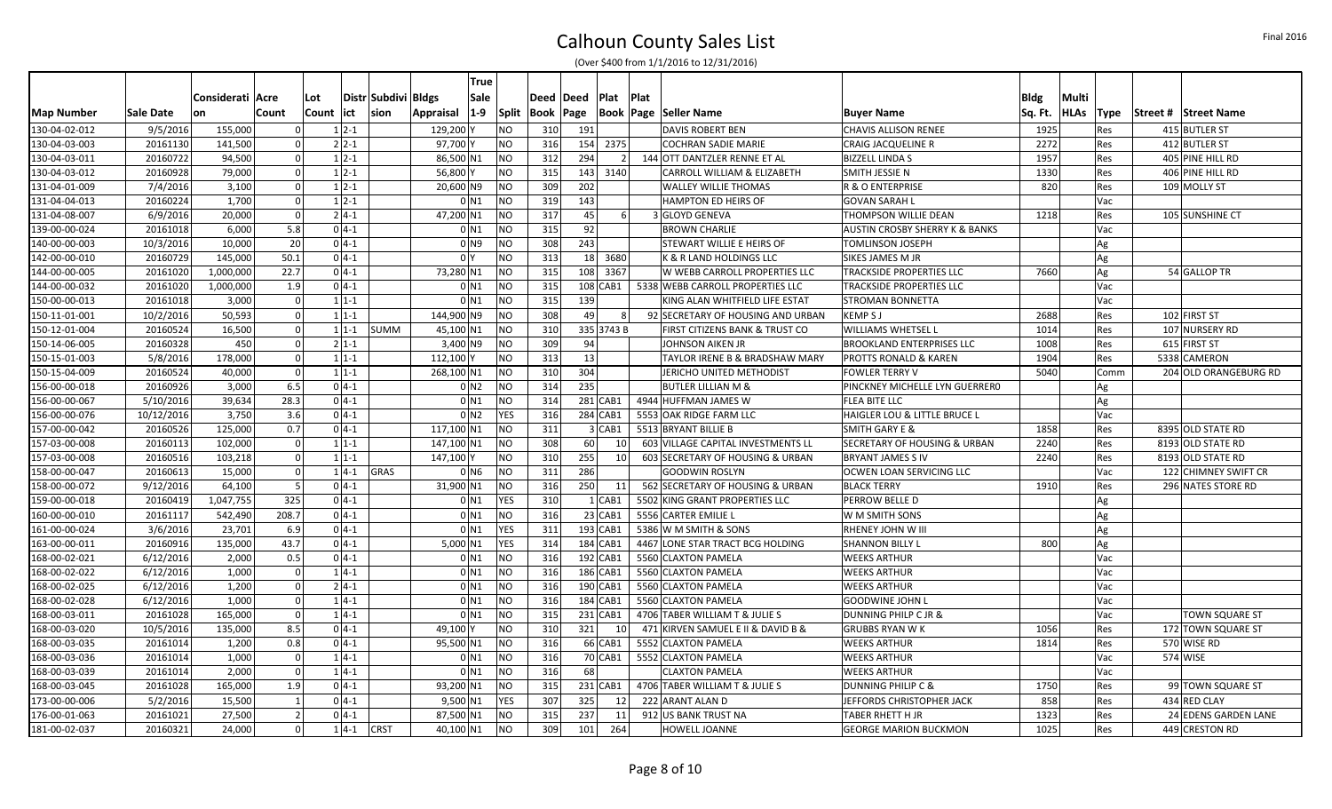# Calhoun County Sales List

(Over $400 from 1/1/2016 to 12/31/2016)

Final 2016

| Map Number | Sale Date | Considerati on | Acre Count | Lot Count | Distr ict | Subdivi sion | Bldgs Appraisal | True Sale 1-9 | Split | Deed Book | Deed Page | Plat Book | Plat Page | Seller Name | Buyer Name | Bldg Sq. Ft. | Multi HLAs | Type | Street # | Street Name |
|---|---|---|---|---|---|---|---|---|---|---|---|---|---|---|---|---|---|---|---|---|
| 130-04-02-012 | 9/5/2016 | 155,000 | 0 | 1 | 2-1 | | 129,200 | Y | NO | 310 | 191 | | | DAVIS ROBERT BEN | CHAVIS ALLISON RENEE | 1925 | | Res | 415 | BUTLER ST |
| 130-04-03-003 | 20161130 | 141,500 | 0 | 2 | 2-1 | | 97,700 | Y | NO | 316 | 154 | 2375 | | COCHRAN SADIE MARIE | CRAIG JACQUELINE R | 2272 | | Res | 412 | BUTLER ST |
| 130-04-03-011 | 20160722 | 94,500 | 0 | 1 | 2-1 | | 86,500 | N1 | NO | 312 | 294 | 2 | 144 | OTT DANTZLER RENNE ET AL | BIZZELL LINDA S | 1957 | | Res | 405 | PINE HILL RD |
| 130-04-03-012 | 20160928 | 79,000 | 0 | 1 | 2-1 | | 56,800 | Y | NO | 315 | 143 | 3140 | | CARROLL WILLIAM & ELIZABETH | SMITH JESSIE N | 1330 | | Res | 406 | PINE HILL RD |
| 131-04-01-009 | 7/4/2016 | 3,100 | 0 | 1 | 2-1 | | 20,600 | N9 | NO | 309 | 202 | | | WALLEY WILLIE THOMAS | R & O ENTERPRISE | 820 | | Res | 109 | MOLLY ST |
| 131-04-04-013 | 20160224 | 1,700 | 0 | 1 | 2-1 | | 0 | N1 | NO | 319 | 143 | | | HAMPTON ED HEIRS OF | GOVAN SARAH L | | | Vac | | |
| 131-04-08-007 | 6/9/2016 | 20,000 | 0 | 2 | 4-1 | | 47,200 | N1 | NO | 317 | 45 | 6 | 3 | GLOYD GENEVA | THOMPSON WILLIE DEAN | 1218 | | Res | 105 | SUNSHINE CT |
| 139-00-00-024 | 20161018 | 6,000 | 5.8 | 0 | 4-1 | | 0 | N1 | NO | 315 | 92 | | | BROWN CHARLIE | AUSTIN CROSBY SHERRY K & BANKS | | | Vac | | |
| 140-00-00-003 | 10/3/2016 | 10,000 | 20 | 0 | 4-1 | | 0 | N9 | NO | 308 | 243 | | | STEWART WILLIE E HEIRS OF | TOMLINSON JOSEPH | | | Ag | | |
| 142-00-00-010 | 20160729 | 145,000 | 50.1 | 0 | 4-1 | | 0 | Y | NO | 313 | 18 | 3680 | | K & R LAND HOLDINGS LLC | SIKES JAMES M JR | | | Ag | | |
| 144-00-00-005 | 20161020 | 1,000,000 | 22.7 | 0 | 4-1 | | 73,280 | N1 | NO | 315 | 108 | 3367 | | W WEBB CARROLL PROPERTIES LLC | TRACKSIDE PROPERTIES LLC | 7660 | | Ag | 54 | GALLOP TR |
| 144-00-00-032 | 20161020 | 1,000,000 | 1.9 | 0 | 4-1 | | 0 | N1 | NO | 315 | 108 | CAB1 | 5338 | WEBB CARROLL PROPERTIES LLC | TRACKSIDE PROPERTIES LLC | | | Vac | | |
| 150-00-00-013 | 20161018 | 3,000 | 0 | 1 | 1-1 | | 0 | N1 | NO | 315 | 139 | | | KING ALAN WHITFIELD LIFE ESTAT | STROMAN BONNETTA | | | Vac | | |
| 150-11-01-001 | 10/2/2016 | 50,593 | 0 | 1 | 1-1 | | 144,900 | N9 | NO | 308 | 49 | 8 | 92 | SECRETARY OF HOUSING AND URBAN | KEMP S J | 2688 | | Res | 102 | FIRST ST |
| 150-12-01-004 | 20160524 | 16,500 | 0 | 1 | 1-1 | SUMM | 45,100 | N1 | NO | 310 | 335 | 3743 B | | FIRST CITIZENS BANK & TRUST CO | WILLIAMS WHETSEL L | 1014 | | Res | 107 | NURSERY RD |
| 150-14-06-005 | 20160328 | 450 | 0 | 2 | 1-1 | | 3,400 | N9 | NO | 309 | 94 | | | JOHNSON AIKEN JR | BROOKLAND ENTERPRISES LLC | 1008 | | Res | 615 | FIRST ST |
| 150-15-01-003 | 5/8/2016 | 178,000 | 0 | 1 | 1-1 | | 112,100 | Y | NO | 313 | 13 | | | TAYLOR IRENE B & BRADSHAW MARY | PROTTS RONALD & KAREN | 1904 | | Res | 5338 | CAMERON |
| 150-15-04-009 | 20160524 | 40,000 | 0 | 1 | 1-1 | | 268,100 | N1 | NO | 310 | 304 | | | JERICHO UNITED METHODIST | FOWLER TERRY V | 5040 | | Comm | 204 | OLD ORANGEBURG RD |
| 156-00-00-018 | 20160926 | 3,000 | 6.5 | 0 | 4-1 | | 0 | N2 | NO | 314 | 235 | | | BUTLER LILLIAN M & | PINCKNEY MICHELLE LYN GUERRER0 | | | Ag | | |
| 156-00-00-067 | 5/10/2016 | 39,634 | 28.3 | 0 | 4-1 | | 0 | N1 | NO | 314 | 281 | CAB1 | 4944 | HUFFMAN JAMES W | FLEA BITE LLC | | | Ag | | |
| 156-00-00-076 | 10/12/2016 | 3,750 | 3.6 | 0 | 4-1 | | 0 | N2 | YES | 316 | 284 | CAB1 | 5553 | OAK RIDGE FARM LLC | HAIGLER LOU & LITTLE BRUCE L | | | Vac | | |
| 157-00-00-042 | 20160526 | 125,000 | 0.7 | 0 | 4-1 | | 117,100 | N1 | NO | 311 | 3 | CAB1 | 5513 | BRYANT BILLIE B | SMITH GARY E & | 1858 | | Res | 8395 | OLD STATE RD |
| 157-03-00-008 | 20160113 | 102,000 | 0 | 1 | 1-1 | | 147,100 | N1 | NO | 308 | 60 | 10 | 603 | VILLAGE CAPITAL INVESTMENTS LL | SECRETARY OF HOUSING & URBAN | 2240 | | Res | 8193 | OLD STATE RD |
| 157-03-00-008 | 20160516 | 103,218 | 0 | 1 | 1-1 | | 147,100 | Y | NO | 310 | 255 | 10 | 603 | SECRETARY OF HOUSING & URBAN | BRYANT JAMES S IV | 2240 | | Res | 8193 | OLD STATE RD |
| 158-00-00-047 | 20160613 | 15,000 | 0 | 1 | 4-1 | GRAS | 0 | N6 | NO | 311 | 286 | | | GOODWIN ROSLYN | OCWEN LOAN SERVICING LLC | | | Vac | 122 | CHIMNEY SWIFT CR |
| 158-00-00-072 | 9/12/2016 | 64,100 | 5 | 0 | 4-1 | | 31,900 | N1 | NO | 316 | 250 | 11 | 562 | SECRETARY OF HOUSING & URBAN | BLACK TERRY | 1910 | | Res | 296 | NATES STORE RD |
| 159-00-00-018 | 20160419 | 1,047,755 | 325 | 0 | 4-1 | | 0 | N1 | YES | 310 | 1 | CAB1 | 5502 | KING GRANT PROPERTIES LLC | PERROW BELLE D | | | Ag | | |
| 160-00-00-010 | 20161117 | 542,490 | 208.7 | 0 | 4-1 | | 0 | N1 | NO | 316 | 23 | CAB1 | 5556 | CARTER EMILIE L | W M SMITH SONS | | | Ag | | |
| 161-00-00-024 | 3/6/2016 | 23,701 | 6.9 | 0 | 4-1 | | 0 | N1 | YES | 311 | 193 | CAB1 | 5386 | W M SMITH & SONS | RHENEY JOHN W III | | | Ag | | |
| 163-00-00-011 | 20160916 | 135,000 | 43.7 | 0 | 4-1 | | 5,000 | N1 | YES | 314 | 184 | CAB1 | 4467 | LONE STAR TRACT BCG HOLDING | SHANNON BILLY L | 800 | | Ag | | |
| 168-00-02-021 | 6/12/2016 | 2,000 | 0.5 | 0 | 4-1 | | 0 | N1 | NO | 316 | 192 | CAB1 | 5560 | CLAXTON PAMELA | WEEKS ARTHUR | | | Vac | | |
| 168-00-02-022 | 6/12/2016 | 1,000 | 0 | 1 | 4-1 | | 0 | N1 | NO | 316 | 186 | CAB1 | 5560 | CLAXTON PAMELA | WEEKS ARTHUR | | | Vac | | |
| 168-00-02-025 | 6/12/2016 | 1,200 | 0 | 2 | 4-1 | | 0 | N1 | NO | 316 | 190 | CAB1 | 5560 | CLAXTON PAMELA | WEEKS ARTHUR | | | Vac | | |
| 168-00-02-028 | 6/12/2016 | 1,000 | 0 | 1 | 4-1 | | 0 | N1 | NO | 316 | 184 | CAB1 | 5560 | CLAXTON PAMELA | GOODWINE JOHN L | | | Vac | | |
| 168-00-03-011 | 20161028 | 165,000 | 0 | 1 | 4-1 | | 0 | N1 | NO | 315 | 231 | CAB1 | 4706 | TABER WILLIAM T & JULIE S | DUNNING PHILP C JR & | | | Vac | | TOWN SQUARE ST |
| 168-00-03-020 | 10/5/2016 | 135,000 | 8.5 | 0 | 4-1 | | 49,100 | Y | NO | 310 | 321 | 10 | 471 | KIRVEN SAMUEL E II & DAVID B & | GRUBBS RYAN W K | 1056 | | Res | 172 | TOWN SQUARE ST |
| 168-00-03-035 | 20161014 | 1,200 | 0.8 | 0 | 4-1 | | 95,500 | N1 | NO | 316 | 66 | CAB1 | 5552 | CLAXTON PAMELA | WEEKS ARTHUR | 1814 | | Res | 570 | WISE RD |
| 168-00-03-036 | 20161014 | 1,000 | 0 | 1 | 4-1 | | 0 | N1 | NO | 316 | 70 | CAB1 | 5552 | CLAXTON PAMELA | WEEKS ARTHUR | | | Vac | 574 | WISE |
| 168-00-03-039 | 20161014 | 2,000 | 0 | 1 | 4-1 | | 0 | N1 | NO | 316 | 68 | | | CLAXTON PAMELA | WEEKS ARTHUR | | | Vac | | |
| 168-00-03-045 | 20161028 | 165,000 | 1.9 | 0 | 4-1 | | 93,200 | N1 | NO | 315 | 231 | CAB1 | 4706 | TABER WILLIAM T & JULIE S | DUNNING PHILIP C & | 1750 | | Res | 99 | TOWN SQUARE ST |
| 173-00-00-006 | 5/2/2016 | 15,500 | 1 | 0 | 4-1 | | 9,500 | N1 | YES | 307 | 325 | 12 | 222 | ARANT ALAN D | JEFFORDS CHRISTOPHER JACK | 858 | | Res | 434 | RED CLAY |
| 176-00-01-063 | 20161021 | 27,500 | 2 | 0 | 4-1 | | 87,500 | N1 | NO | 315 | 237 | 11 | 912 | US BANK TRUST NA | TABER RHETT H JR | 1323 | | Res | 24 | EDENS GARDEN LANE |
| 181-00-02-037 | 20160321 | 24,000 | 0 | 1 | 4-1 | CRST | 40,100 | N1 | NO | 309 | 101 | 264 | | HOWELL JOANNE | GEORGE MARION BUCKMON | 1025 | | Res | 449 | CRESTON RD |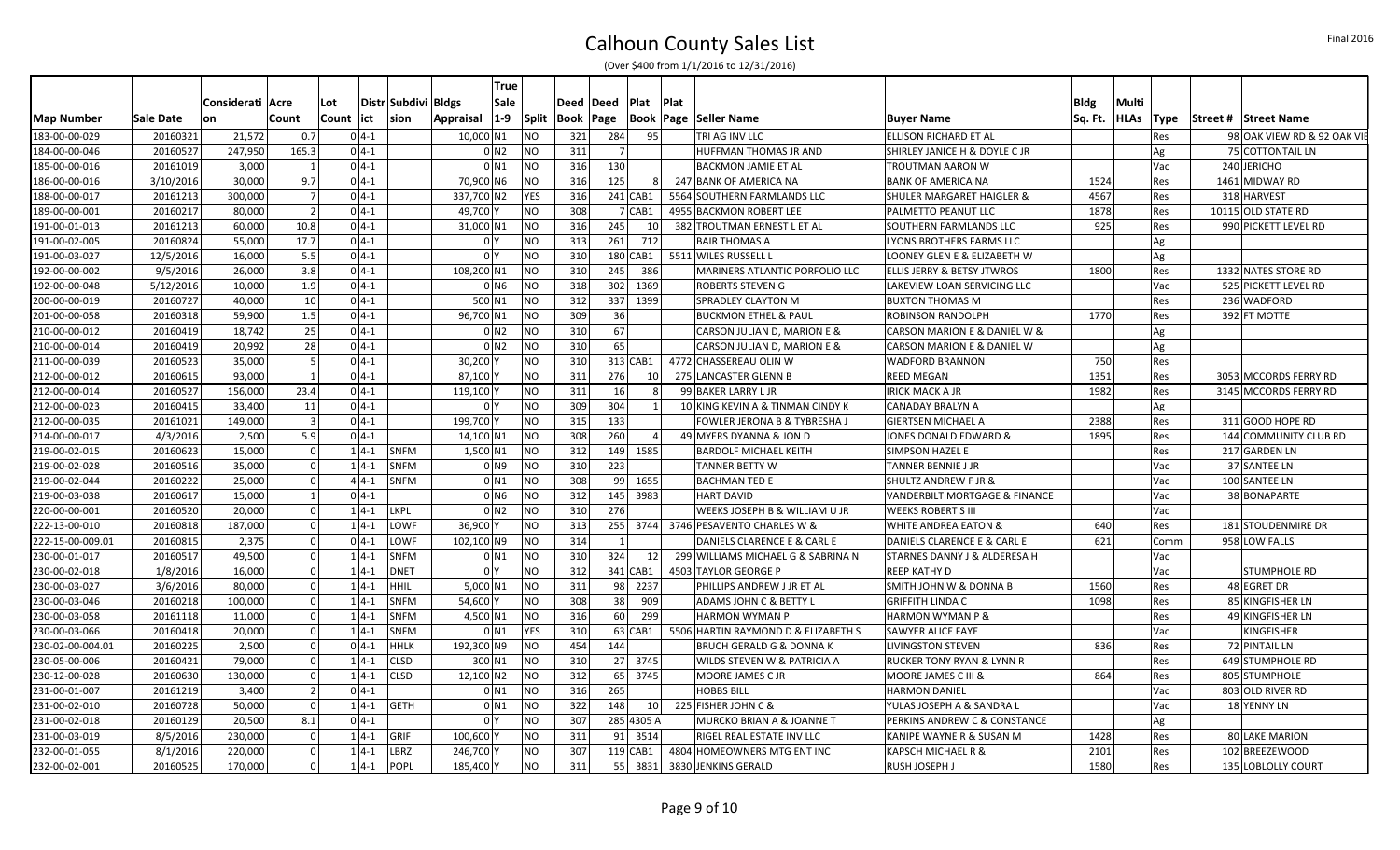# Calhoun County Sales List

(Over $400 from 1/1/2016 to 12/31/2016)

| Map Number | Sale Date | Consideration | Acre Count | Lot Count | District | Subdivision | Bldgs Appraisal | True Sale 1-9 | Split | Deed Book | Deed Page | Plat Book | Plat Page | Seller Name | Buyer Name | Bldg Sq. Ft. | Multi HLAs | Type | Street # | Street Name |
|---|---|---|---|---|---|---|---|---|---|---|---|---|---|---|---|---|---|---|---|---|
| 183-00-00-029 | 20160321 | 21,572 | 0.7 | 0 | 4-1 | | 10,000 | N1 | NO | 321 | 284 | 95 | | TRI AG INV LLC | ELLISON RICHARD ET AL | | | Res | 98 | OAK VIEW RD & 92 OAK VIE |
| 184-00-00-046 | 20160527 | 247,950 | 165.3 | 0 | 4-1 | | 0 | N2 | NO | 311 | 7 | | | HUFFMAN THOMAS JR AND | SHIRLEY JANICE H & DOYLE C JR | | | Ag | 75 | COTTONTAIL LN |
| 185-00-00-016 | 20161019 | 3,000 | 1 | 0 | 4-1 | | 0 | N1 | NO | 316 | 130 | | | BACKMON JAMIE ET AL | TROUTMAN AARON W | | | Vac | 240 | JERICHO |
| 186-00-00-016 | 3/10/2016 | 30,000 | 9.7 | 0 | 4-1 | | 70,900 | N6 | NO | 316 | 125 | 8 | 247 | BANK OF AMERICA NA | BANK OF AMERICA NA | 1524 | | Res | 1461 | MIDWAY RD |
| 188-00-00-017 | 20161213 | 300,000 | 7 | 0 | 4-1 | | 337,700 | N2 | YES | 316 | 241 | CAB1 | 5564 | SOUTHERN FARMLANDS LLC | SHULER MARGARET HAIGLER & | 4567 | | Res | 318 | HARVEST |
| 189-00-00-001 | 20160217 | 80,000 | 2 | 0 | 4-1 | | 49,700 | Y | NO | 308 | 7 | CAB1 | 4955 | BACKMON ROBERT LEE | PALMETTO PEANUT LLC | 1878 | | Res | 10115 | OLD STATE RD |
| 191-00-01-013 | 20161213 | 60,000 | 10.8 | 0 | 4-1 | | 31,000 | N1 | NO | 316 | 245 | 10 | 382 | TROUTMAN ERNEST L ET AL | SOUTHERN FARMLANDS LLC | 925 | | Res | 990 | PICKETT LEVEL RD |
| 191-00-02-005 | 20160824 | 55,000 | 17.7 | 0 | 4-1 | | 0 | Y | NO | 313 | 261 | 712 | | BAIR THOMAS A | LYONS BROTHERS FARMS LLC | | | Ag | | |
| 191-00-03-027 | 12/5/2016 | 16,000 | 5.5 | 0 | 4-1 | | 0 | Y | NO | 310 | 180 | CAB1 | 5511 | WILES RUSSELL L | LOONEY GLEN E & ELIZABETH W | | | Ag | | |
| 192-00-00-002 | 9/5/2016 | 26,000 | 3.8 | 0 | 4-1 | | 108,200 | N1 | NO | 310 | 245 | 386 | | MARINERS ATLANTIC PORFOLIO LLC | ELLIS JERRY & BETSY JTWROS | 1800 | | Res | 1332 | NATES STORE RD |
| 192-00-00-048 | 5/12/2016 | 10,000 | 1.9 | 0 | 4-1 | | 0 | N6 | NO | 318 | 302 | 1369 | | ROBERTS STEVEN G | LAKEVIEW LOAN SERVICING LLC | | | Vac | 525 | PICKETT LEVEL RD |
| 200-00-00-019 | 20160727 | 40,000 | 10 | 0 | 4-1 | | 500 | N1 | NO | 312 | 337 | 1399 | | SPRADLEY CLAYTON M | BUXTON THOMAS M | | | Res | 236 | WADFORD |
| 201-00-00-058 | 20160318 | 59,900 | 1.5 | 0 | 4-1 | | 96,700 | N1 | NO | 309 | 36 | | | BUCKMON ETHEL & PAUL | ROBINSON RANDOLPH | 1770 | | Res | 392 | FT MOTTE |
| 210-00-00-012 | 20160419 | 18,742 | 25 | 0 | 4-1 | | 0 | N2 | NO | 310 | 67 | | | CARSON JULIAN D, MARION E & | CARSON MARION E & DANIEL W & | | | Ag | | |
| 210-00-00-014 | 20160419 | 20,992 | 28 | 0 | 4-1 | | 0 | N2 | NO | 310 | 65 | | | CARSON JULIAN D, MARION E & | CARSON MARION E & DANIEL W | | | Ag | | |
| 211-00-00-039 | 20160523 | 35,000 | 5 | 0 | 4-1 | | 30,200 | Y | NO | 310 | 313 | CAB1 | 4772 | CHASSEREAU OLIN W | WADFORD BRANNON | 750 | | Res | | |
| 212-00-00-012 | 20160615 | 93,000 | 1 | 0 | 4-1 | | 87,100 | Y | NO | 311 | 276 | 10 | 275 | LANCASTER GLENN B | REED MEGAN | 1351 | | Res | 3053 | MCCORDS FERRY RD |
| 212-00-00-014 | 20160527 | 156,000 | 23.4 | 0 | 4-1 | | 119,100 | Y | NO | 311 | 16 | 8 | 99 | BAKER LARRY L JR | IRICK MACK A JR | 1982 | | Res | 3145 | MCCORDS FERRY RD |
| 212-00-00-023 | 20160415 | 33,400 | 11 | 0 | 4-1 | | 0 | Y | NO | 309 | 304 | 1 | 10 | KING KEVIN A & TINMAN CINDY K | CANADAY BRALYN A | | | Ag | | |
| 212-00-00-035 | 20161021 | 149,000 | 3 | 0 | 4-1 | | 199,700 | Y | NO | 315 | 133 | | | FOWLER JERONA B & TYBRESHA J | GIERTSEN MICHAEL A | 2388 | | Res | 311 | GOOD HOPE RD |
| 214-00-00-017 | 4/3/2016 | 2,500 | 5.9 | 0 | 4-1 | | 14,100 | N1 | NO | 308 | 260 | 4 | 49 | MYERS DYANNA & JON D | JONES DONALD EDWARD & | 1895 | | Res | 144 | COMMUNITY CLUB RD |
| 219-00-02-015 | 20160623 | 15,000 | 0 | 1 | 4-1 | SNFM | 1,500 | N1 | NO | 312 | 149 | 1585 | | BARDOLF MICHAEL KEITH | SIMPSON HAZEL E | | | Res | 217 | GARDEN LN |
| 219-00-02-028 | 20160516 | 35,000 | 0 | 1 | 4-1 | SNFM | 0 | N9 | NO | 310 | 223 | | | TANNER BETTY W | TANNER BENNIE J JR | | | Vac | 37 | SANTEE LN |
| 219-00-02-044 | 20160222 | 25,000 | 0 | 4 | 4-1 | SNFM | 0 | N1 | NO | 308 | 99 | 1655 | | BACHMAN TED E | SHULTZ ANDREW F JR & | | | Vac | 100 | SANTEE LN |
| 219-00-03-038 | 20160617 | 15,000 | 1 | 0 | 4-1 | | 0 | N6 | NO | 312 | 145 | 3983 | | HART DAVID | VANDERBILT MORTGAGE & FINANCE | | | Vac | 38 | BONAPARTE |
| 220-00-00-001 | 20160520 | 20,000 | 0 | 1 | 4-1 | LKPL | 0 | N2 | NO | 310 | 276 | | | WEEKS JOSEPH B & WILLIAM U JR | WEEKS ROBERT S III | | | Vac | | |
| 222-13-00-010 | 20160818 | 187,000 | 0 | 1 | 4-1 | LOWF | 36,900 | Y | NO | 313 | 255 | 3744 | 3746 | PESAVENTO CHARLES W & | WHITE ANDREA EATON & | 640 | | Res | 181 | STOUDENMIRE DR |
| 222-15-00-009.01 | 20160815 | 2,375 | 0 | 0 | 4-1 | LOWF | 102,100 | N9 | NO | 314 | 1 | | | DANIELS CLARENCE E & CARL E | DANIELS CLARENCE E & CARL E | 621 | | Comm | 958 | LOW FALLS |
| 230-00-01-017 | 20160517 | 49,500 | 0 | 1 | 4-1 | SNFM | 0 | N1 | NO | 310 | 324 | 12 | 299 | WILLIAMS MICHAEL G & SABRINA N | STARNES DANNY J & ALDERESA H | | | Vac | | |
| 230-00-02-018 | 1/8/2016 | 16,000 | 0 | 1 | 4-1 | DNET | 0 | Y | NO | 312 | 341 | CAB1 | 4503 | TAYLOR GEORGE P | REEP KATHY D | | | Vac | | STUMPHOLE RD |
| 230-00-03-027 | 3/6/2016 | 80,000 | 0 | 1 | 4-1 | HHIL | 5,000 | N1 | NO | 311 | 98 | 2237 | | PHILLIPS ANDREW J JR ET AL | SMITH JOHN W & DONNA B | 1560 | | Res | 48 | EGRET DR |
| 230-00-03-046 | 20160218 | 100,000 | 0 | 1 | 4-1 | SNFM | 54,600 | Y | NO | 308 | 38 | 909 | | ADAMS JOHN C & BETTY L | GRIFFITH LINDA C | 1098 | | Res | 85 | KINGFISHER LN |
| 230-00-03-058 | 20161118 | 11,000 | 0 | 1 | 4-1 | SNFM | 4,500 | N1 | NO | 316 | 60 | 299 | | HARMON WYMAN P | HARMON WYMAN P & | | | Res | 49 | KINGFISHER LN |
| 230-00-03-066 | 20160418 | 20,000 | 0 | 1 | 4-1 | SNFM | 0 | N1 | YES | 310 | 63 | CAB1 | 5506 | HARTIN RAYMOND D & ELIZABETH S | SAWYER ALICE FAYE | | | Vac | | KINGFISHER |
| 230-02-00-004.01 | 20160225 | 2,500 | 0 | 0 | 4-1 | HHLK | 192,300 | N9 | NO | 454 | 144 | | | BRUCH GERALD G & DONNA K | LIVINGSTON STEVEN | 836 | | Res | 72 | PINTAIL LN |
| 230-05-00-006 | 20160421 | 79,000 | 0 | 1 | 4-1 | CLSD | 300 | N1 | NO | 310 | 27 | 3745 | | WILDS STEVEN W & PATRICIA A | RUCKER TONY RYAN & LYNN R | | | Res | 649 | STUMPHOLE RD |
| 230-12-00-028 | 20160630 | 130,000 | 0 | 1 | 4-1 | CLSD | 12,100 | N2 | NO | 312 | 65 | 3745 | | MOORE JAMES C JR | MOORE JAMES C III & | 864 | | Res | 805 | STUMPHOLE |
| 231-00-01-007 | 20161219 | 3,400 | 2 | 0 | 4-1 | | 0 | N1 | NO | 316 | 265 | | | HOBBS BILL | HARMON DANIEL | | | Vac | 803 | OLD RIVER RD |
| 231-00-02-010 | 20160728 | 50,000 | 0 | 1 | 4-1 | GETH | 0 | N1 | NO | 322 | 148 | 10 | 225 | FISHER JOHN C & | YULAS JOSEPH A & SANDRA L | | | Vac | 18 | YENNY LN |
| 231-00-02-018 | 20160129 | 20,500 | 8.1 | 0 | 4-1 | | 0 | Y | NO | 307 | 285 | 4305 A | | MURCKO BRIAN A & JOANNE T | PERKINS ANDREW C & CONSTANCE | | | Ag | | |
| 231-00-03-019 | 8/5/2016 | 230,000 | 0 | 1 | 4-1 | GRIF | 100,600 | Y | NO | 311 | 91 | 3514 | | RIGEL REAL ESTATE INV LLC | KANIPE WAYNE R & SUSAN M | 1428 | | Res | 80 | LAKE MARION |
| 232-00-01-055 | 8/1/2016 | 220,000 | 0 | 1 | 4-1 | LBRZ | 246,700 | Y | NO | 307 | 119 | CAB1 | 4804 | HOMEOWNERS MTG ENT INC | KAPSCH MICHAEL R & | 2101 | | Res | 102 | BREEZEWOOD |
| 232-00-02-001 | 20160525 | 170,000 | 0 | 1 | 4-1 | POPL | 185,400 | Y | NO | 311 | 55 | 3831 | 3830 | JENKINS GERALD | RUSH JOSEPH J | 1580 | | Res | 135 | LOBLOLLY COURT |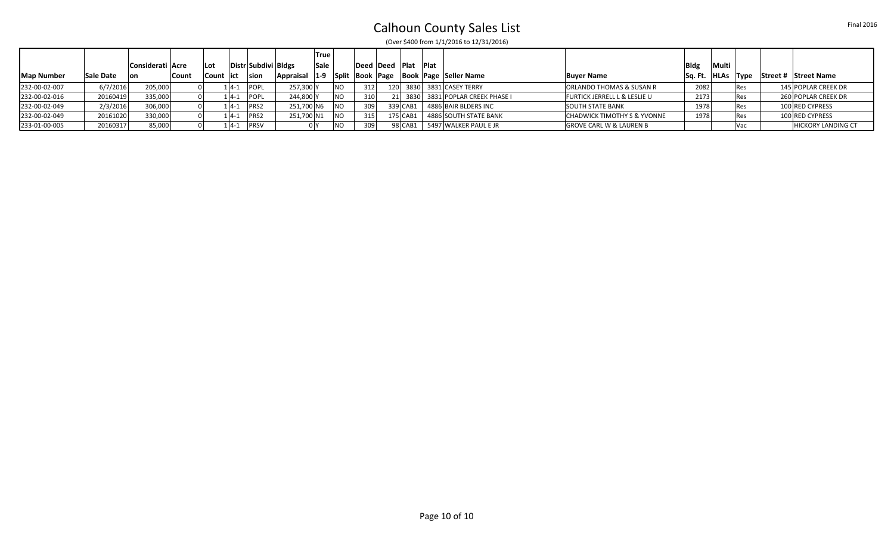# Calhoun County Sales List

(Over $400 from 1/1/2016 to 12/31/2016)

Final 2016

| Map Number | Sale Date | Consideration | Acre Count | Lot Count | District | Subdivision | Bldgs Appraisal | True Sale 1-9 | Split | Deed Book | Deed Page | Plat Book | Plat Page | Seller Name | Buyer Name | Bldg Sq. Ft. | Multi HLAs | Type | Street # | Street Name |
|---|---|---|---|---|---|---|---|---|---|---|---|---|---|---|---|---|---|---|---|---|
| 232-00-02-007 | 6/7/2016 | 205,000 | 0 | 1 | 4-1 | POPL | 257,300 | Y | NO | 312 | 120 | 3830 | 3831 | CASEY TERRY | ORLANDO THOMAS & SUSAN R | 2082 | | Res | 145 | POPLAR CREEK DR |
| 232-00-02-016 | 20160419 | 335,000 | 0 | 1 | 4-1 | POPL | 244,800 | Y | NO | 310 | 21 | 3830 | 3831 | POPLAR CREEK PHASE I | FURTICK JERRELL L & LESLIE U | 2173 | | Res | 260 | POPLAR CREEK DR |
| 232-00-02-049 | 2/3/2016 | 306,000 | 0 | 1 | 4-1 | PRS2 | 251,700 | N6 | NO | 309 | 339 | CAB1 | 4886 | BAIR BLDERS INC | SOUTH STATE BANK | 1978 | | Res | 100 | RED CYPRESS |
| 232-00-02-049 | 20161020 | 330,000 | 0 | 1 | 4-1 | PRS2 | 251,700 | N1 | NO | 315 | 175 | CAB1 | 4886 | SOUTH STATE BANK | CHADWICK TIMOTHY S & YVONNE | 1978 | | Res | 100 | RED CYPRESS |
| 233-01-00-005 | 20160317 | 85,000 | 0 | 1 | 4-1 | PRSV | 0 | Y | NO | 309 | 98 | CAB1 | 5497 | WALKER PAUL E JR | GROVE CARL W & LAUREN B | | | Vac | | HICKORY LANDING CT |